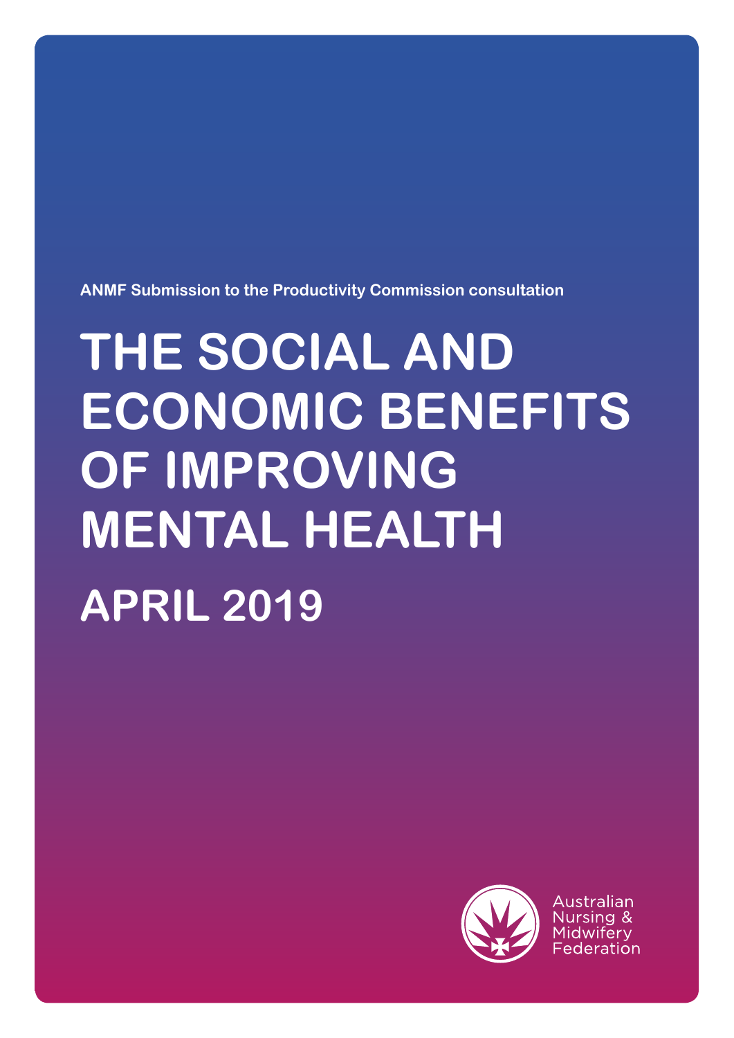ANMF Submission to the Productivity Commission consultation

# THE SOCIAL AND ECONOMIC BENEFITS OF IMPROVING MENTAL HEALTH

## APRIL 2019

Australian Nursing & Midwifery Federation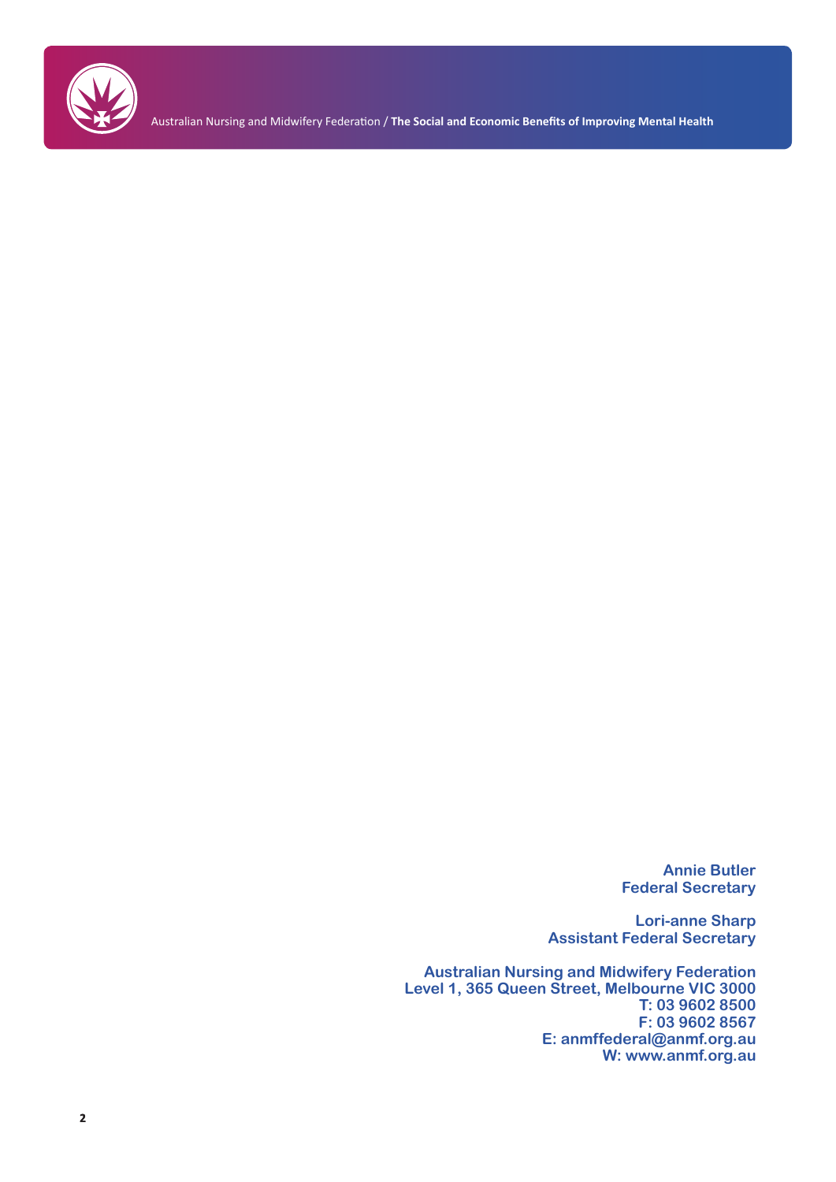**Annie Butler**
**Federal Secretary**

**Lori-anne Sharp**
**Assistant Federal Secretary**

**Australian Nursing and Midwifery Federation**
**Level 1, 365 Queen Street, Melbourne VIC 3000**
**T: 03 9602 8500**
**F: 03 9602 8567**
**E: anmffederal@anmf.org.au**
**W: www.anmf.org.au**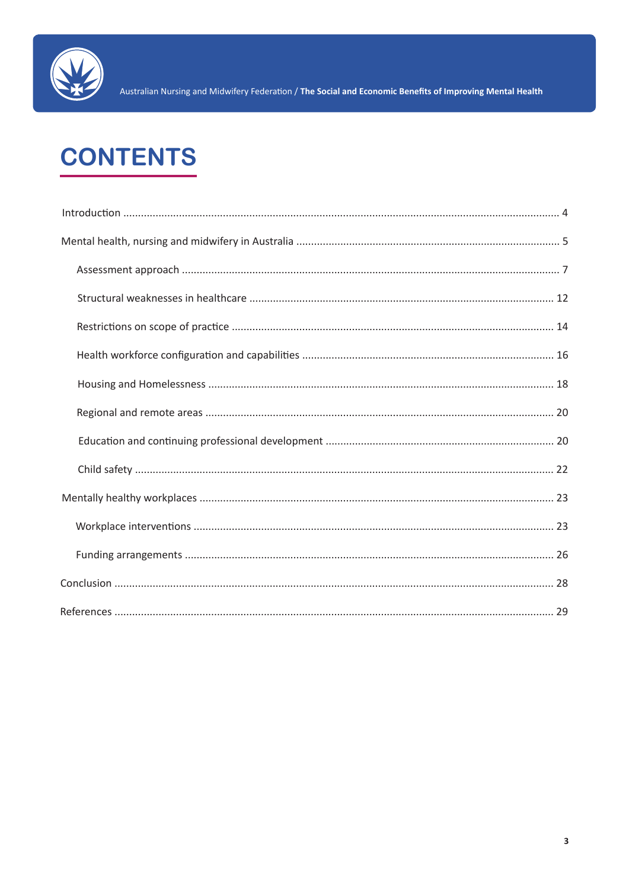# CONTENTS

Introduction .................................................................................................................................................. 4

Mental health, nursing and midwifery in Australia ........................................................................................ 5

- Assessment approach ............................................................................................................................... 7
- Structural weaknesses in healthcare ...................................................................................................... 12
- Restrictions on scope of practice ............................................................................................................ 14
- Health workforce configuration and capabilities ..................................................................................... 16
- Housing and Homelessness ..................................................................................................................... 18
- Regional and remote areas ..................................................................................................................... 20
- Education and continuing professional development ............................................................................. 20
- Child safety ............................................................................................................................................. 22

Mentally healthy workplaces ....................................................................................................................... 23

- Workplace interventions ......................................................................................................................... 23
- Funding arrangements ............................................................................................................................ 26

Conclusion .................................................................................................................................................... 28

References .................................................................................................................................................... 29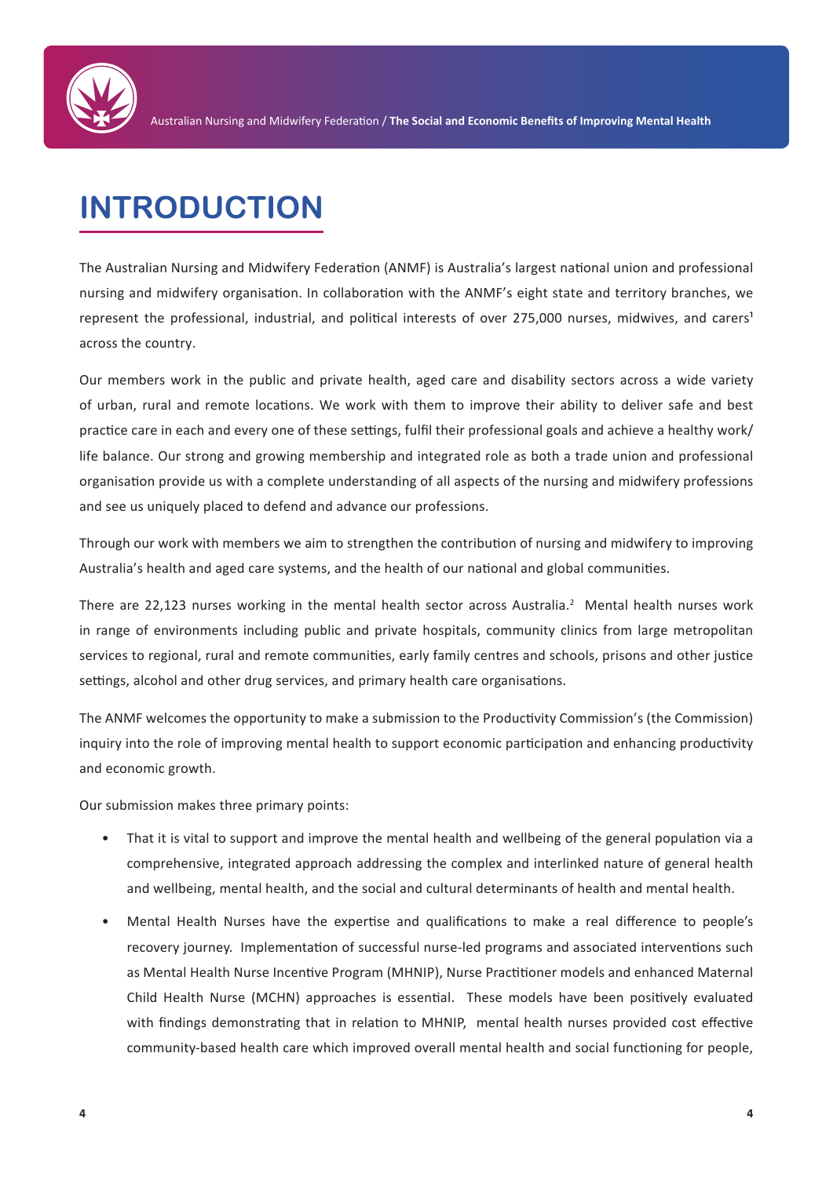# INTRODUCTION

The Australian Nursing and Midwifery Federation (ANMF) is Australia's largest national union and professional nursing and midwifery organisation. In collaboration with the ANMF's eight state and territory branches, we represent the professional, industrial, and political interests of over 275,000 nurses, midwives, and carers[1] across the country.

Our members work in the public and private health, aged care and disability sectors across a wide variety of urban, rural and remote locations. We work with them to improve their ability to deliver safe and best practice care in each and every one of these settings, fulfil their professional goals and achieve a healthy work/life balance. Our strong and growing membership and integrated role as both a trade union and professional organisation provide us with a complete understanding of all aspects of the nursing and midwifery professions and see us uniquely placed to defend and advance our professions.

Through our work with members we aim to strengthen the contribution of nursing and midwifery to improving Australia's health and aged care systems, and the health of our national and global communities.

There are 22,123 nurses working in the mental health sector across Australia.[2] Mental health nurses work in range of environments including public and private hospitals, community clinics from large metropolitan services to regional, rural and remote communities, early family centres and schools, prisons and other justice settings, alcohol and other drug services, and primary health care organisations.

The ANMF welcomes the opportunity to make a submission to the Productivity Commission's (the Commission) inquiry into the role of improving mental health to support economic participation and enhancing productivity and economic growth.

Our submission makes three primary points:

- That it is vital to support and improve the mental health and wellbeing of the general population via a comprehensive, integrated approach addressing the complex and interlinked nature of general health and wellbeing, mental health, and the social and cultural determinants of health and mental health.
- Mental Health Nurses have the expertise and qualifications to make a real difference to people's recovery journey. Implementation of successful nurse-led programs and associated interventions such as Mental Health Nurse Incentive Program (MHNIP), Nurse Practitioner models and enhanced Maternal Child Health Nurse (MCHN) approaches is essential. These models have been positively evaluated with findings demonstrating that in relation to MHNIP, mental health nurses provided cost effective community-based health care which improved overall mental health and social functioning for people,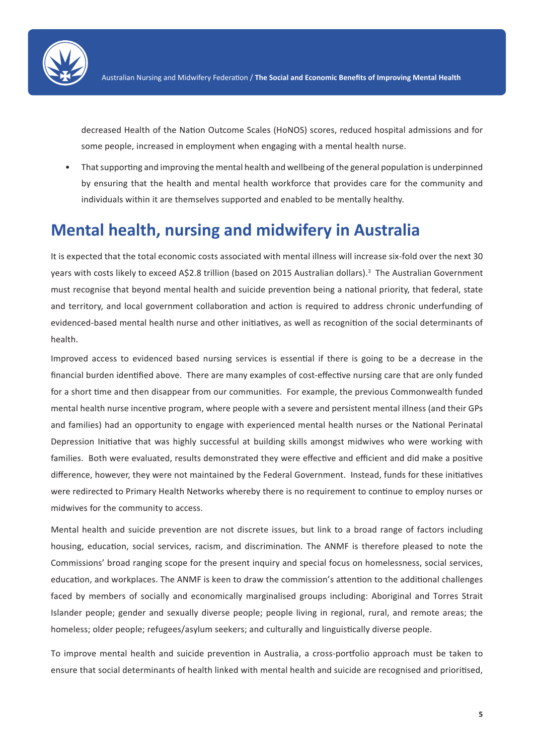decreased Health of the Nation Outcome Scales (HoNOS) scores, reduced hospital admissions and for some people, increased in employment when engaging with a mental health nurse.

- That supporting and improving the mental health and wellbeing of the general population is underpinned by ensuring that the health and mental health workforce that provides care for the community and individuals within it are themselves supported and enabled to be mentally healthy.

## Mental health, nursing and midwifery in Australia

It is expected that the total economic costs associated with mental illness will increase six-fold over the next 30 years with costs likely to exceed A$2.8 trillion (based on 2015 Australian dollars).[3] The Australian Government must recognise that beyond mental health and suicide prevention being a national priority, that federal, state and territory, and local government collaboration and action is required to address chronic underfunding of evidenced-based mental health nurse and other initiatives, as well as recognition of the social determinants of health.

Improved access to evidenced based nursing services is essential if there is going to be a decrease in the financial burden identified above. There are many examples of cost-effective nursing care that are only funded for a short time and then disappear from our communities. For example, the previous Commonwealth funded mental health nurse incentive program, where people with a severe and persistent mental illness (and their GPs and families) had an opportunity to engage with experienced mental health nurses or the National Perinatal Depression Initiative that was highly successful at building skills amongst midwives who were working with families. Both were evaluated, results demonstrated they were effective and efficient and did make a positive difference, however, they were not maintained by the Federal Government. Instead, funds for these initiatives were redirected to Primary Health Networks whereby there is no requirement to continue to employ nurses or midwives for the community to access.

Mental health and suicide prevention are not discrete issues, but link to a broad range of factors including housing, education, social services, racism, and discrimination. The ANMF is therefore pleased to note the Commissions' broad ranging scope for the present inquiry and special focus on homelessness, social services, education, and workplaces. The ANMF is keen to draw the commission's attention to the additional challenges faced by members of socially and economically marginalised groups including: Aboriginal and Torres Strait Islander people; gender and sexually diverse people; people living in regional, rural, and remote areas; the homeless; older people; refugees/asylum seekers; and culturally and linguistically diverse people.

To improve mental health and suicide prevention in Australia, a cross-portfolio approach must be taken to ensure that social determinants of health linked with mental health and suicide are recognised and prioritised,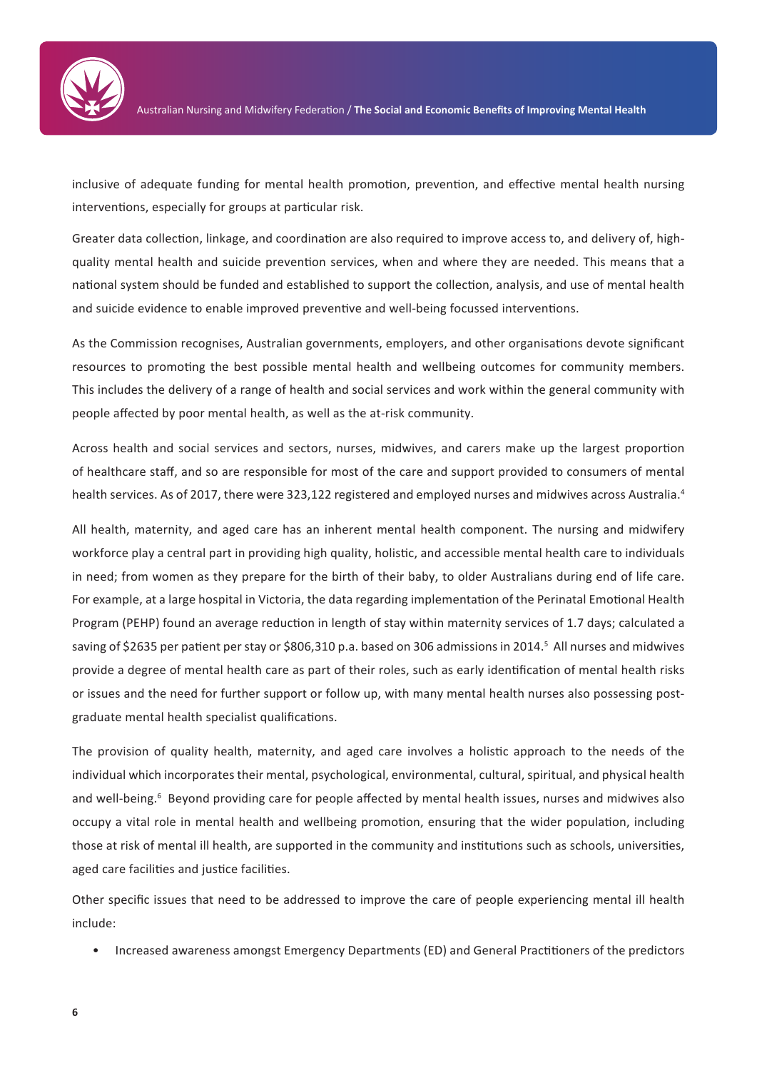inclusive of adequate funding for mental health promotion, prevention, and effective mental health nursing interventions, especially for groups at particular risk.

Greater data collection, linkage, and coordination are also required to improve access to, and delivery of, high-quality mental health and suicide prevention services, when and where they are needed. This means that a national system should be funded and established to support the collection, analysis, and use of mental health and suicide evidence to enable improved preventive and well-being focussed interventions.

As the Commission recognises, Australian governments, employers, and other organisations devote significant resources to promoting the best possible mental health and wellbeing outcomes for community members. This includes the delivery of a range of health and social services and work within the general community with people affected by poor mental health, as well as the at-risk community.

Across health and social services and sectors, nurses, midwives, and carers make up the largest proportion of healthcare staff, and so are responsible for most of the care and support provided to consumers of mental health services. As of 2017, there were 323,122 registered and employed nurses and midwives across Australia.[4]

All health, maternity, and aged care has an inherent mental health component. The nursing and midwifery workforce play a central part in providing high quality, holistic, and accessible mental health care to individuals in need; from women as they prepare for the birth of their baby, to older Australians during end of life care. For example, at a large hospital in Victoria, the data regarding implementation of the Perinatal Emotional Health Program (PEHP) found an average reduction in length of stay within maternity services of 1.7 days; calculated a saving of $2635 per patient per stay or $806,310 p.a. based on 306 admissions in 2014.[5] All nurses and midwives provide a degree of mental health care as part of their roles, such as early identification of mental health risks or issues and the need for further support or follow up, with many mental health nurses also possessing post-graduate mental health specialist qualifications.

The provision of quality health, maternity, and aged care involves a holistic approach to the needs of the individual which incorporates their mental, psychological, environmental, cultural, spiritual, and physical health and well-being.[6] Beyond providing care for people affected by mental health issues, nurses and midwives also occupy a vital role in mental health and wellbeing promotion, ensuring that the wider population, including those at risk of mental ill health, are supported in the community and institutions such as schools, universities, aged care facilities and justice facilities.

Other specific issues that need to be addressed to improve the care of people experiencing mental ill health include:

- Increased awareness amongst Emergency Departments (ED) and General Practitioners of the predictors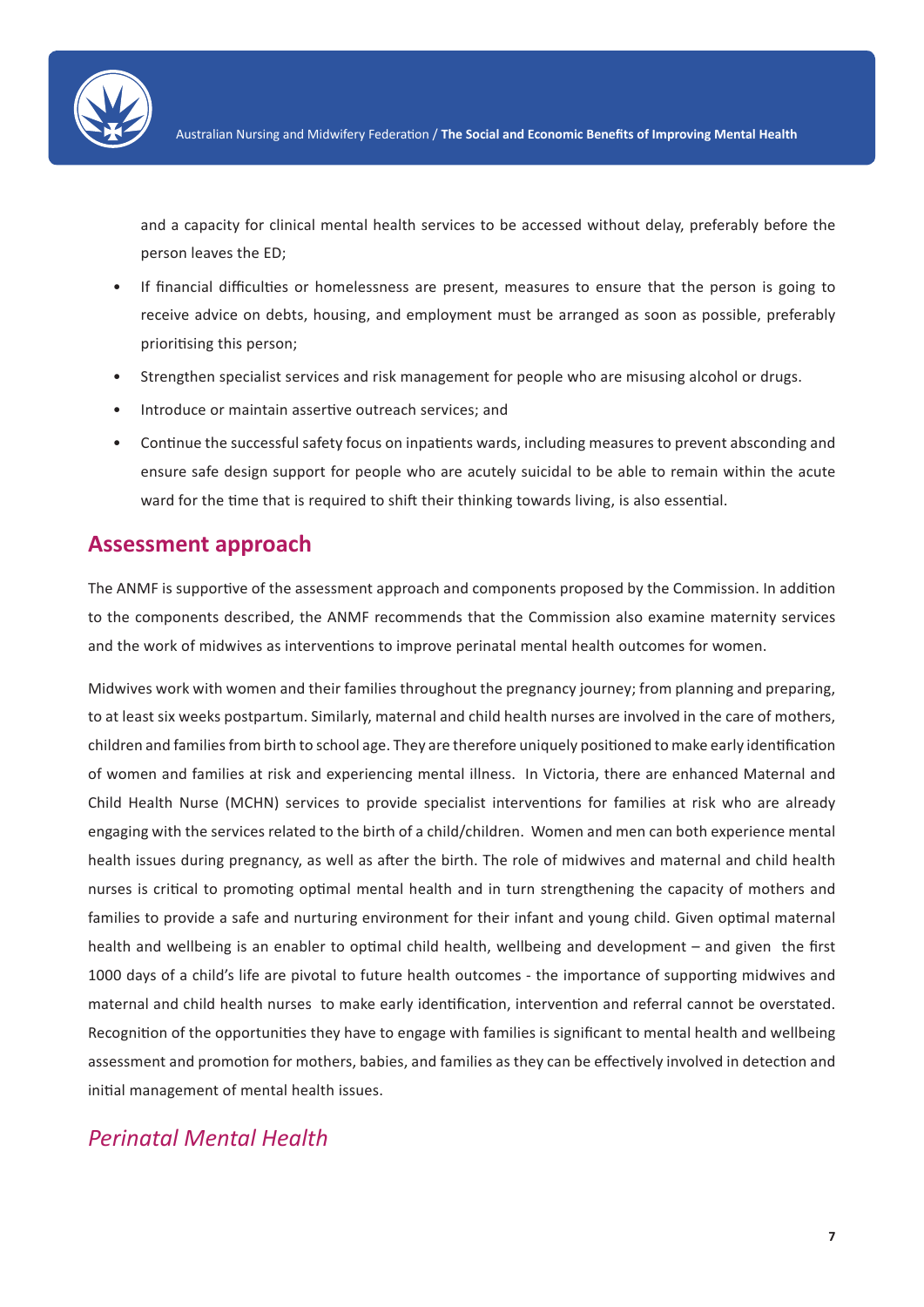and a capacity for clinical mental health services to be accessed without delay, preferably before the person leaves the ED;

- If financial difficulties or homelessness are present, measures to ensure that the person is going to receive advice on debts, housing, and employment must be arranged as soon as possible, preferably prioritising this person;
- Strengthen specialist services and risk management for people who are misusing alcohol or drugs.
- Introduce or maintain assertive outreach services; and
- Continue the successful safety focus on inpatients wards, including measures to prevent absconding and ensure safe design support for people who are acutely suicidal to be able to remain within the acute ward for the time that is required to shift their thinking towards living, is also essential.

## Assessment approach

The ANMF is supportive of the assessment approach and components proposed by the Commission. In addition to the components described, the ANMF recommends that the Commission also examine maternity services and the work of midwives as interventions to improve perinatal mental health outcomes for women.

Midwives work with women and their families throughout the pregnancy journey; from planning and preparing, to at least six weeks postpartum. Similarly, maternal and child health nurses are involved in the care of mothers, children and families from birth to school age. They are therefore uniquely positioned to make early identification of women and families at risk and experiencing mental illness. In Victoria, there are enhanced Maternal and Child Health Nurse (MCHN) services to provide specialist interventions for families at risk who are already engaging with the services related to the birth of a child/children. Women and men can both experience mental health issues during pregnancy, as well as after the birth. The role of midwives and maternal and child health nurses is critical to promoting optimal mental health and in turn strengthening the capacity of mothers and families to provide a safe and nurturing environment for their infant and young child. Given optimal maternal health and wellbeing is an enabler to optimal child health, wellbeing and development – and given the first 1000 days of a child's life are pivotal to future health outcomes - the importance of supporting midwives and maternal and child health nurses to make early identification, intervention and referral cannot be overstated. Recognition of the opportunities they have to engage with families is significant to mental health and wellbeing assessment and promotion for mothers, babies, and families as they can be effectively involved in detection and initial management of mental health issues.

### *Perinatal Mental Health*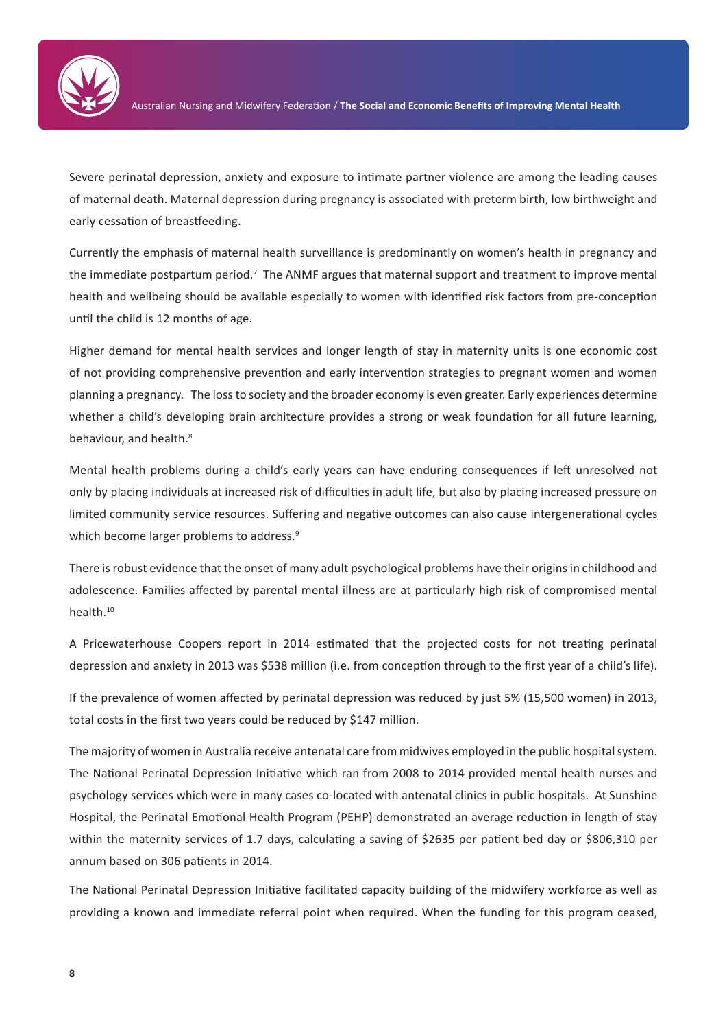Severe perinatal depression, anxiety and exposure to intimate partner violence are among the leading causes of maternal death. Maternal depression during pregnancy is associated with preterm birth, low birthweight and early cessation of breastfeeding.

Currently the emphasis of maternal health surveillance is predominantly on women's health in pregnancy and the immediate postpartum period.[7] The ANMF argues that maternal support and treatment to improve mental health and wellbeing should be available especially to women with identified risk factors from pre-conception until the child is 12 months of age.

Higher demand for mental health services and longer length of stay in maternity units is one economic cost of not providing comprehensive prevention and early intervention strategies to pregnant women and women planning a pregnancy. The loss to society and the broader economy is even greater. Early experiences determine whether a child's developing brain architecture provides a strong or weak foundation for all future learning, behaviour, and health.[8]

Mental health problems during a child's early years can have enduring consequences if left unresolved not only by placing individuals at increased risk of difficulties in adult life, but also by placing increased pressure on limited community service resources. Suffering and negative outcomes can also cause intergenerational cycles which become larger problems to address.[9]

There is robust evidence that the onset of many adult psychological problems have their origins in childhood and adolescence. Families affected by parental mental illness are at particularly high risk of compromised mental health.[10]

A Pricewaterhouse Coopers report in 2014 estimated that the projected costs for not treating perinatal depression and anxiety in 2013 was $538 million (i.e. from conception through to the first year of a child's life).

If the prevalence of women affected by perinatal depression was reduced by just 5% (15,500 women) in 2013, total costs in the first two years could be reduced by $147 million.

The majority of women in Australia receive antenatal care from midwives employed in the public hospital system. The National Perinatal Depression Initiative which ran from 2008 to 2014 provided mental health nurses and psychology services which were in many cases co-located with antenatal clinics in public hospitals. At Sunshine Hospital, the Perinatal Emotional Health Program (PEHP) demonstrated an average reduction in length of stay within the maternity services of 1.7 days, calculating a saving of $2635 per patient bed day or $806,310 per annum based on 306 patients in 2014.

The National Perinatal Depression Initiative facilitated capacity building of the midwifery workforce as well as providing a known and immediate referral point when required. When the funding for this program ceased,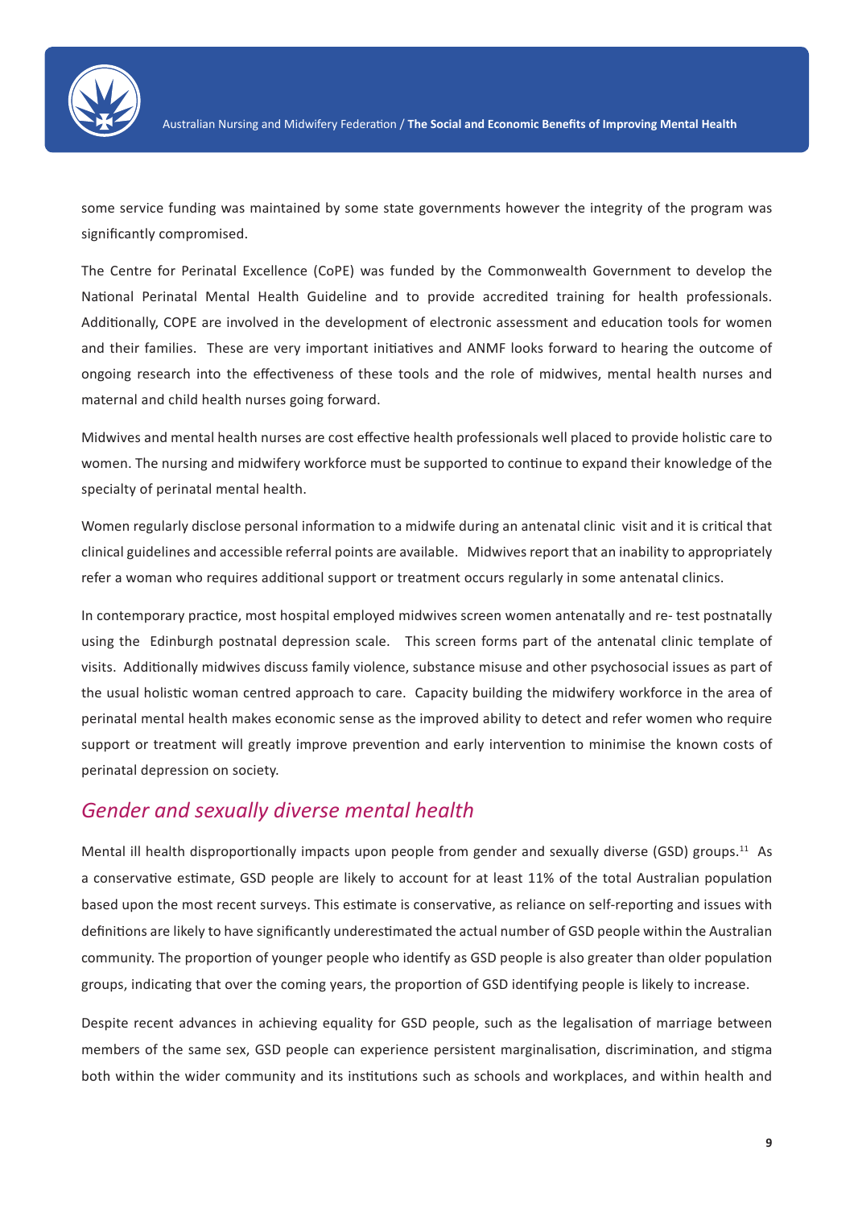some service funding was maintained by some state governments however the integrity of the program was significantly compromised.

The Centre for Perinatal Excellence (CoPE) was funded by the Commonwealth Government to develop the National Perinatal Mental Health Guideline and to provide accredited training for health professionals. Additionally, COPE are involved in the development of electronic assessment and education tools for women and their families. These are very important initiatives and ANMF looks forward to hearing the outcome of ongoing research into the effectiveness of these tools and the role of midwives, mental health nurses and maternal and child health nurses going forward.

Midwives and mental health nurses are cost effective health professionals well placed to provide holistic care to women. The nursing and midwifery workforce must be supported to continue to expand their knowledge of the specialty of perinatal mental health.

Women regularly disclose personal information to a midwife during an antenatal clinic visit and it is critical that clinical guidelines and accessible referral points are available. Midwives report that an inability to appropriately refer a woman who requires additional support or treatment occurs regularly in some antenatal clinics.

In contemporary practice, most hospital employed midwives screen women antenatally and re- test postnatally using the Edinburgh postnatal depression scale. This screen forms part of the antenatal clinic template of visits. Additionally midwives discuss family violence, substance misuse and other psychosocial issues as part of the usual holistic woman centred approach to care. Capacity building the midwifery workforce in the area of perinatal mental health makes economic sense as the improved ability to detect and refer women who require support or treatment will greatly improve prevention and early intervention to minimise the known costs of perinatal depression on society.

## *Gender and sexually diverse mental health*

Mental ill health disproportionally impacts upon people from gender and sexually diverse (GSD) groups.[11] As a conservative estimate, GSD people are likely to account for at least 11% of the total Australian population based upon the most recent surveys. This estimate is conservative, as reliance on self-reporting and issues with definitions are likely to have significantly underestimated the actual number of GSD people within the Australian community. The proportion of younger people who identify as GSD people is also greater than older population groups, indicating that over the coming years, the proportion of GSD identifying people is likely to increase.

Despite recent advances in achieving equality for GSD people, such as the legalisation of marriage between members of the same sex, GSD people can experience persistent marginalisation, discrimination, and stigma both within the wider community and its institutions such as schools and workplaces, and within health and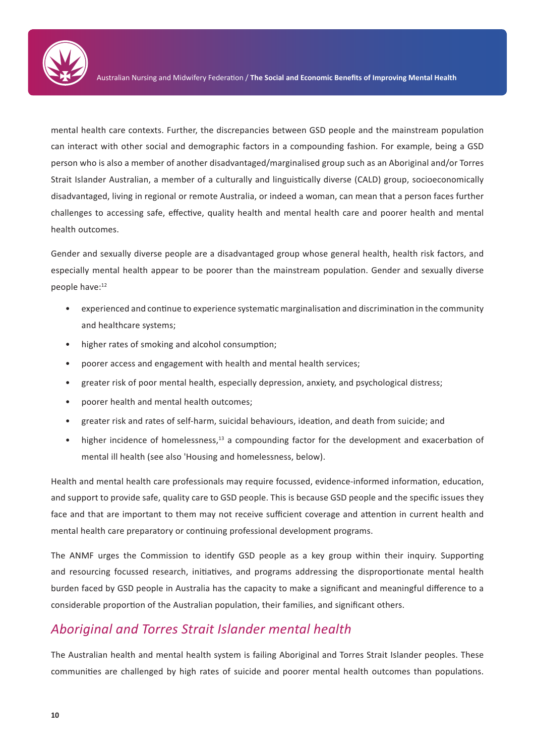mental health care contexts. Further, the discrepancies between GSD people and the mainstream population can interact with other social and demographic factors in a compounding fashion. For example, being a GSD person who is also a member of another disadvantaged/marginalised group such as an Aboriginal and/or Torres Strait Islander Australian, a member of a culturally and linguistically diverse (CALD) group, socioeconomically disadvantaged, living in regional or remote Australia, or indeed a woman, can mean that a person faces further challenges to accessing safe, effective, quality health and mental health care and poorer health and mental health outcomes.

Gender and sexually diverse people are a disadvantaged group whose general health, health risk factors, and especially mental health appear to be poorer than the mainstream population. Gender and sexually diverse people have:[12]

- experienced and continue to experience systematic marginalisation and discrimination in the community and healthcare systems;
- higher rates of smoking and alcohol consumption;
- poorer access and engagement with health and mental health services;
- greater risk of poor mental health, especially depression, anxiety, and psychological distress;
- poorer health and mental health outcomes;
- greater risk and rates of self-harm, suicidal behaviours, ideation, and death from suicide; and
- higher incidence of homelessness,[13] a compounding factor for the development and exacerbation of mental ill health (see also 'Housing and homelessness, below).

Health and mental health care professionals may require focussed, evidence-informed information, education, and support to provide safe, quality care to GSD people. This is because GSD people and the specific issues they face and that are important to them may not receive sufficient coverage and attention in current health and mental health care preparatory or continuing professional development programs.

The ANMF urges the Commission to identify GSD people as a key group within their inquiry. Supporting and resourcing focussed research, initiatives, and programs addressing the disproportionate mental health burden faced by GSD people in Australia has the capacity to make a significant and meaningful difference to a considerable proportion of the Australian population, their families, and significant others.

## *Aboriginal and Torres Strait Islander mental health*

The Australian health and mental health system is failing Aboriginal and Torres Strait Islander peoples. These communities are challenged by high rates of suicide and poorer mental health outcomes than populations.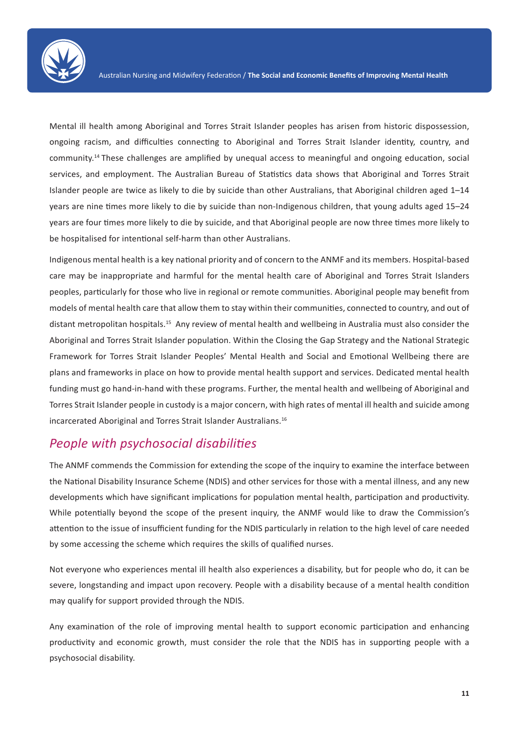Mental ill health among Aboriginal and Torres Strait Islander peoples has arisen from historic dispossession, ongoing racism, and difficulties connecting to Aboriginal and Torres Strait Islander identity, country, and community.[14] These challenges are amplified by unequal access to meaningful and ongoing education, social services, and employment. The Australian Bureau of Statistics data shows that Aboriginal and Torres Strait Islander people are twice as likely to die by suicide than other Australians, that Aboriginal children aged 1–14 years are nine times more likely to die by suicide than non-Indigenous children, that young adults aged 15–24 years are four times more likely to die by suicide, and that Aboriginal people are now three times more likely to be hospitalised for intentional self-harm than other Australians.

Indigenous mental health is a key national priority and of concern to the ANMF and its members. Hospital-based care may be inappropriate and harmful for the mental health care of Aboriginal and Torres Strait Islanders peoples, particularly for those who live in regional or remote communities. Aboriginal people may benefit from models of mental health care that allow them to stay within their communities, connected to country, and out of distant metropolitan hospitals.[15] Any review of mental health and wellbeing in Australia must also consider the Aboriginal and Torres Strait Islander population. Within the Closing the Gap Strategy and the National Strategic Framework for Torres Strait Islander Peoples' Mental Health and Social and Emotional Wellbeing there are plans and frameworks in place on how to provide mental health support and services. Dedicated mental health funding must go hand-in-hand with these programs. Further, the mental health and wellbeing of Aboriginal and Torres Strait Islander people in custody is a major concern, with high rates of mental ill health and suicide among incarcerated Aboriginal and Torres Strait Islander Australians.[16]

## *People with psychosocial disabilities*

The ANMF commends the Commission for extending the scope of the inquiry to examine the interface between the National Disability Insurance Scheme (NDIS) and other services for those with a mental illness, and any new developments which have significant implications for population mental health, participation and productivity. While potentially beyond the scope of the present inquiry, the ANMF would like to draw the Commission's attention to the issue of insufficient funding for the NDIS particularly in relation to the high level of care needed by some accessing the scheme which requires the skills of qualified nurses.

Not everyone who experiences mental ill health also experiences a disability, but for people who do, it can be severe, longstanding and impact upon recovery. People with a disability because of a mental health condition may qualify for support provided through the NDIS.

Any examination of the role of improving mental health to support economic participation and enhancing productivity and economic growth, must consider the role that the NDIS has in supporting people with a psychosocial disability.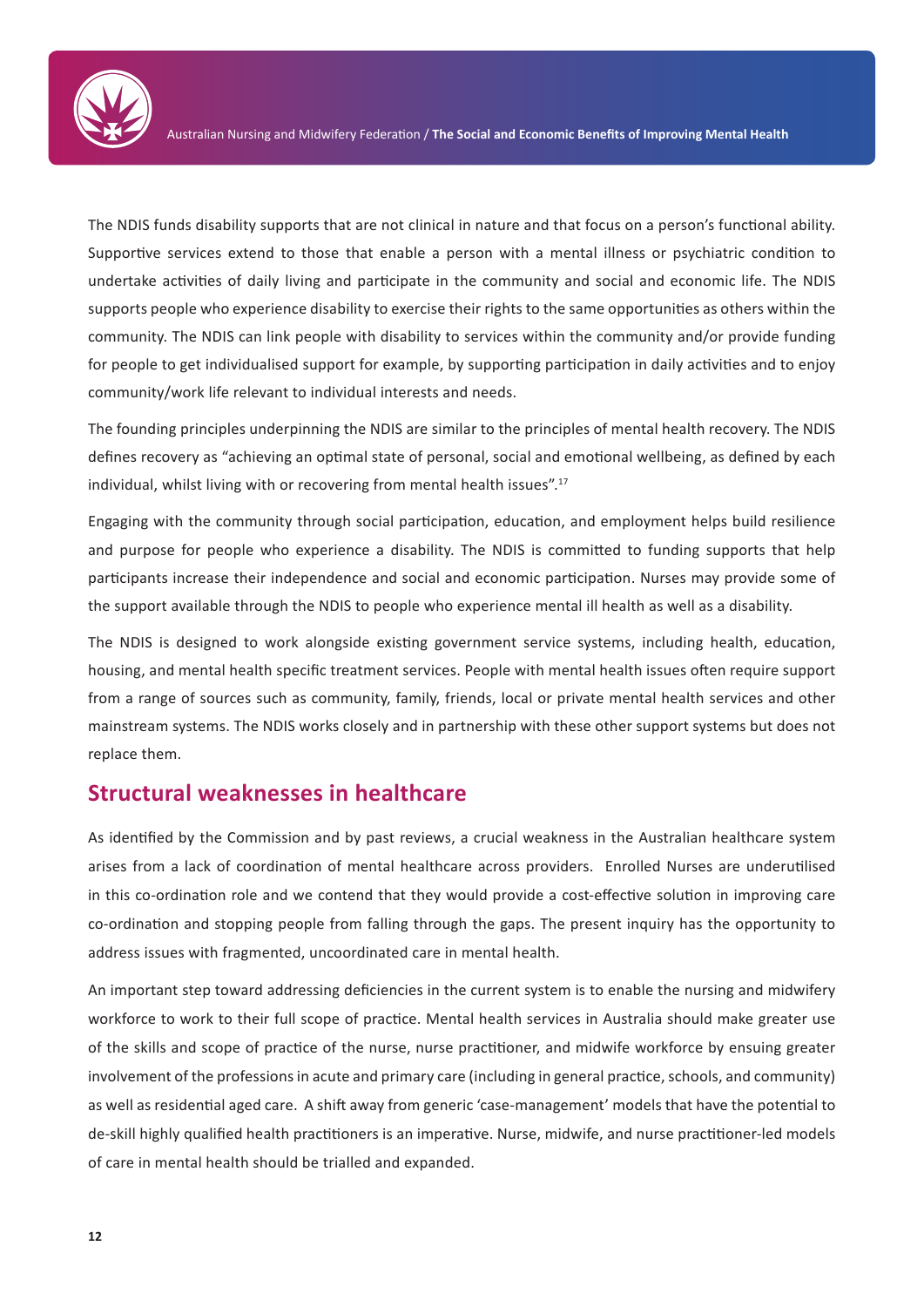The NDIS funds disability supports that are not clinical in nature and that focus on a person's functional ability. Supportive services extend to those that enable a person with a mental illness or psychiatric condition to undertake activities of daily living and participate in the community and social and economic life. The NDIS supports people who experience disability to exercise their rights to the same opportunities as others within the community. The NDIS can link people with disability to services within the community and/or provide funding for people to get individualised support for example, by supporting participation in daily activities and to enjoy community/work life relevant to individual interests and needs.

The founding principles underpinning the NDIS are similar to the principles of mental health recovery. The NDIS defines recovery as "achieving an optimal state of personal, social and emotional wellbeing, as defined by each individual, whilst living with or recovering from mental health issues".[17]

Engaging with the community through social participation, education, and employment helps build resilience and purpose for people who experience a disability. The NDIS is committed to funding supports that help participants increase their independence and social and economic participation. Nurses may provide some of the support available through the NDIS to people who experience mental ill health as well as a disability.

The NDIS is designed to work alongside existing government service systems, including health, education, housing, and mental health specific treatment services. People with mental health issues often require support from a range of sources such as community, family, friends, local or private mental health services and other mainstream systems. The NDIS works closely and in partnership with these other support systems but does not replace them.

## Structural weaknesses in healthcare

As identified by the Commission and by past reviews, a crucial weakness in the Australian healthcare system arises from a lack of coordination of mental healthcare across providers. Enrolled Nurses are underutilised in this co-ordination role and we contend that they would provide a cost-effective solution in improving care co-ordination and stopping people from falling through the gaps. The present inquiry has the opportunity to address issues with fragmented, uncoordinated care in mental health.

An important step toward addressing deficiencies in the current system is to enable the nursing and midwifery workforce to work to their full scope of practice. Mental health services in Australia should make greater use of the skills and scope of practice of the nurse, nurse practitioner, and midwife workforce by ensuing greater involvement of the professions in acute and primary care (including in general practice, schools, and community) as well as residential aged care. A shift away from generic 'case-management' models that have the potential to de-skill highly qualified health practitioners is an imperative. Nurse, midwife, and nurse practitioner-led models of care in mental health should be trialled and expanded.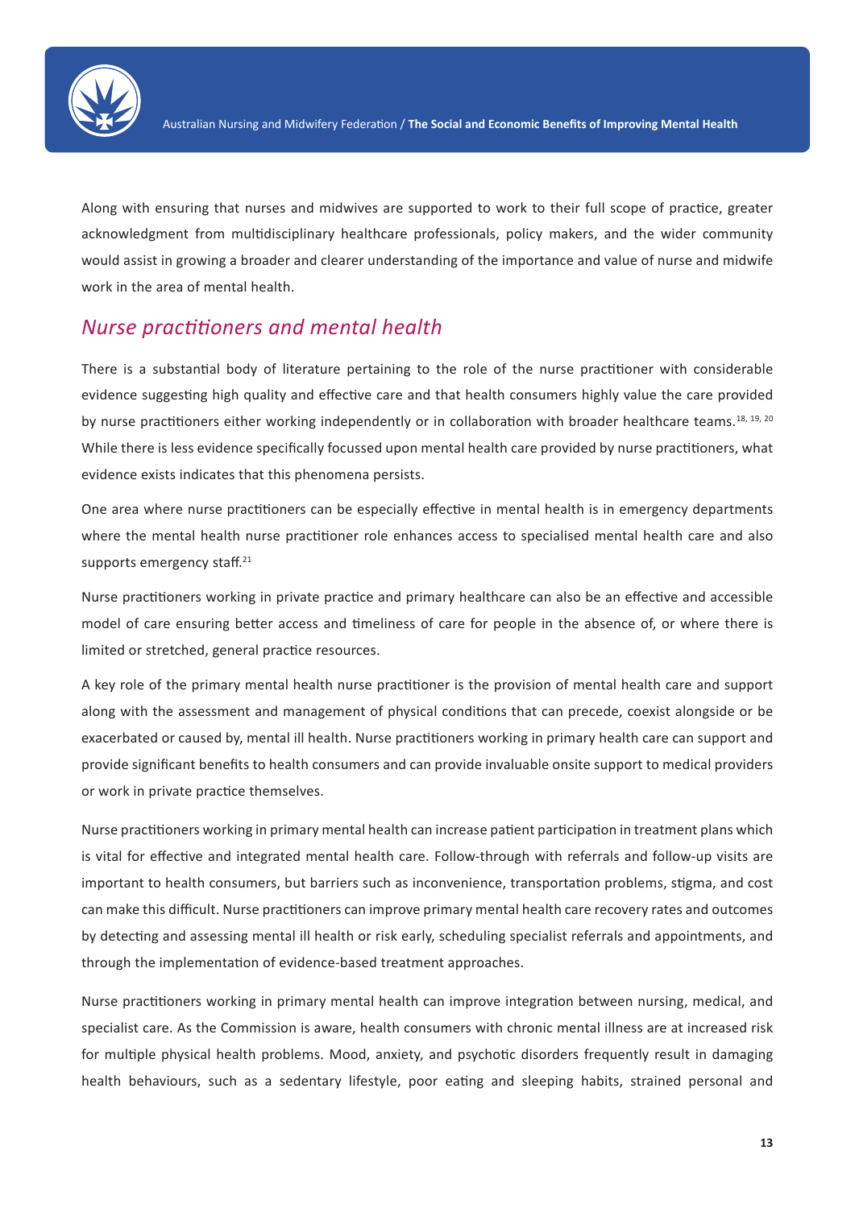Along with ensuring that nurses and midwives are supported to work to their full scope of practice, greater acknowledgment from multidisciplinary healthcare professionals, policy makers, and the wider community would assist in growing a broader and clearer understanding of the importance and value of nurse and midwife work in the area of mental health.

## *Nurse practitioners and mental health*

There is a substantial body of literature pertaining to the role of the nurse practitioner with considerable evidence suggesting high quality and effective care and that health consumers highly value the care provided by nurse practitioners either working independently or in collaboration with broader healthcare teams.[18, 19, 20] While there is less evidence specifically focussed upon mental health care provided by nurse practitioners, what evidence exists indicates that this phenomena persists.

One area where nurse practitioners can be especially effective in mental health is in emergency departments where the mental health nurse practitioner role enhances access to specialised mental health care and also supports emergency staff.[21]

Nurse practitioners working in private practice and primary healthcare can also be an effective and accessible model of care ensuring better access and timeliness of care for people in the absence of, or where there is limited or stretched, general practice resources.

A key role of the primary mental health nurse practitioner is the provision of mental health care and support along with the assessment and management of physical conditions that can precede, coexist alongside or be exacerbated or caused by, mental ill health. Nurse practitioners working in primary health care can support and provide significant benefits to health consumers and can provide invaluable onsite support to medical providers or work in private practice themselves.

Nurse practitioners working in primary mental health can increase patient participation in treatment plans which is vital for effective and integrated mental health care. Follow-through with referrals and follow-up visits are important to health consumers, but barriers such as inconvenience, transportation problems, stigma, and cost can make this difficult. Nurse practitioners can improve primary mental health care recovery rates and outcomes by detecting and assessing mental ill health or risk early, scheduling specialist referrals and appointments, and through the implementation of evidence-based treatment approaches.

Nurse practitioners working in primary mental health can improve integration between nursing, medical, and specialist care. As the Commission is aware, health consumers with chronic mental illness are at increased risk for multiple physical health problems. Mood, anxiety, and psychotic disorders frequently result in damaging health behaviours, such as a sedentary lifestyle, poor eating and sleeping habits, strained personal and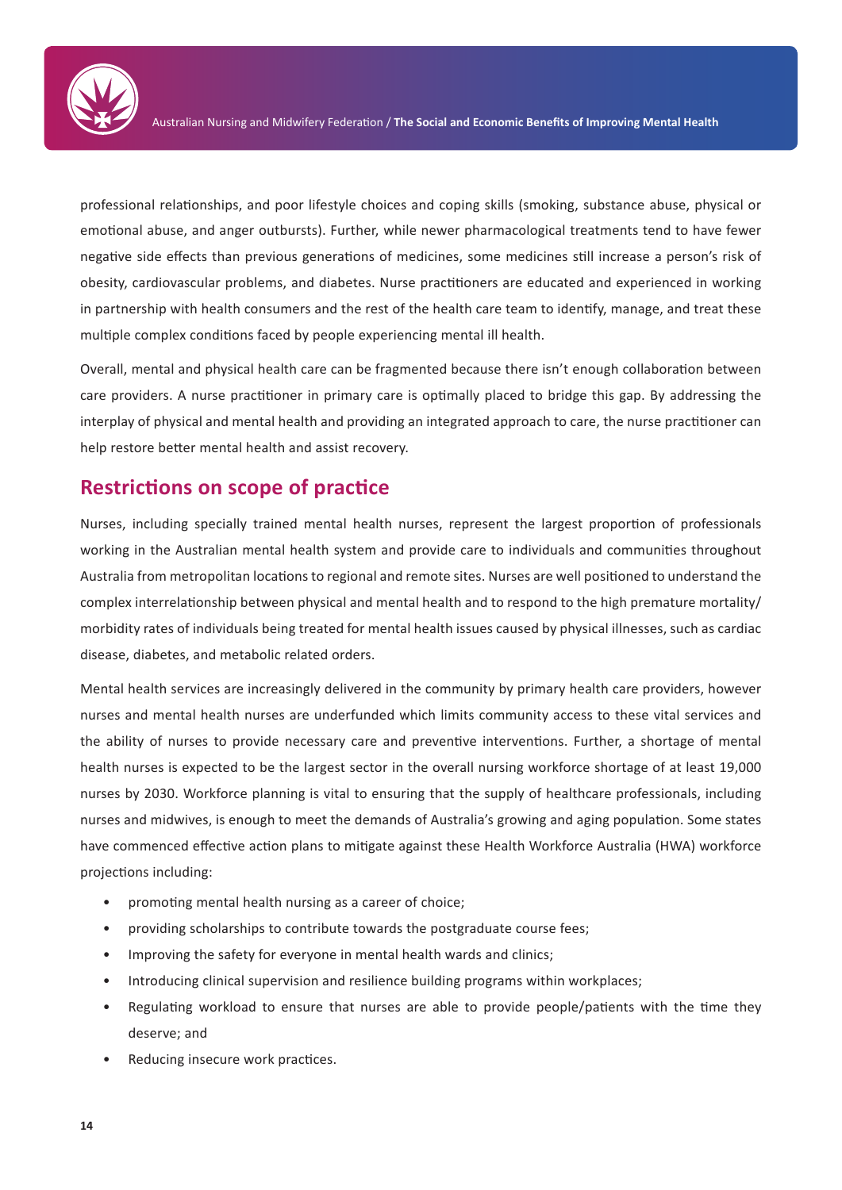professional relationships, and poor lifestyle choices and coping skills (smoking, substance abuse, physical or emotional abuse, and anger outbursts). Further, while newer pharmacological treatments tend to have fewer negative side effects than previous generations of medicines, some medicines still increase a person's risk of obesity, cardiovascular problems, and diabetes. Nurse practitioners are educated and experienced in working in partnership with health consumers and the rest of the health care team to identify, manage, and treat these multiple complex conditions faced by people experiencing mental ill health.

Overall, mental and physical health care can be fragmented because there isn't enough collaboration between care providers. A nurse practitioner in primary care is optimally placed to bridge this gap. By addressing the interplay of physical and mental health and providing an integrated approach to care, the nurse practitioner can help restore better mental health and assist recovery.

## Restrictions on scope of practice

Nurses, including specially trained mental health nurses, represent the largest proportion of professionals working in the Australian mental health system and provide care to individuals and communities throughout Australia from metropolitan locations to regional and remote sites. Nurses are well positioned to understand the complex interrelationship between physical and mental health and to respond to the high premature mortality/morbidity rates of individuals being treated for mental health issues caused by physical illnesses, such as cardiac disease, diabetes, and metabolic related orders.

Mental health services are increasingly delivered in the community by primary health care providers, however nurses and mental health nurses are underfunded which limits community access to these vital services and the ability of nurses to provide necessary care and preventive interventions. Further, a shortage of mental health nurses is expected to be the largest sector in the overall nursing workforce shortage of at least 19,000 nurses by 2030. Workforce planning is vital to ensuring that the supply of healthcare professionals, including nurses and midwives, is enough to meet the demands of Australia's growing and aging population. Some states have commenced effective action plans to mitigate against these Health Workforce Australia (HWA) workforce projections including:

- promoting mental health nursing as a career of choice;
- providing scholarships to contribute towards the postgraduate course fees;
- Improving the safety for everyone in mental health wards and clinics;
- Introducing clinical supervision and resilience building programs within workplaces;
- Regulating workload to ensure that nurses are able to provide people/patients with the time they deserve; and
- Reducing insecure work practices.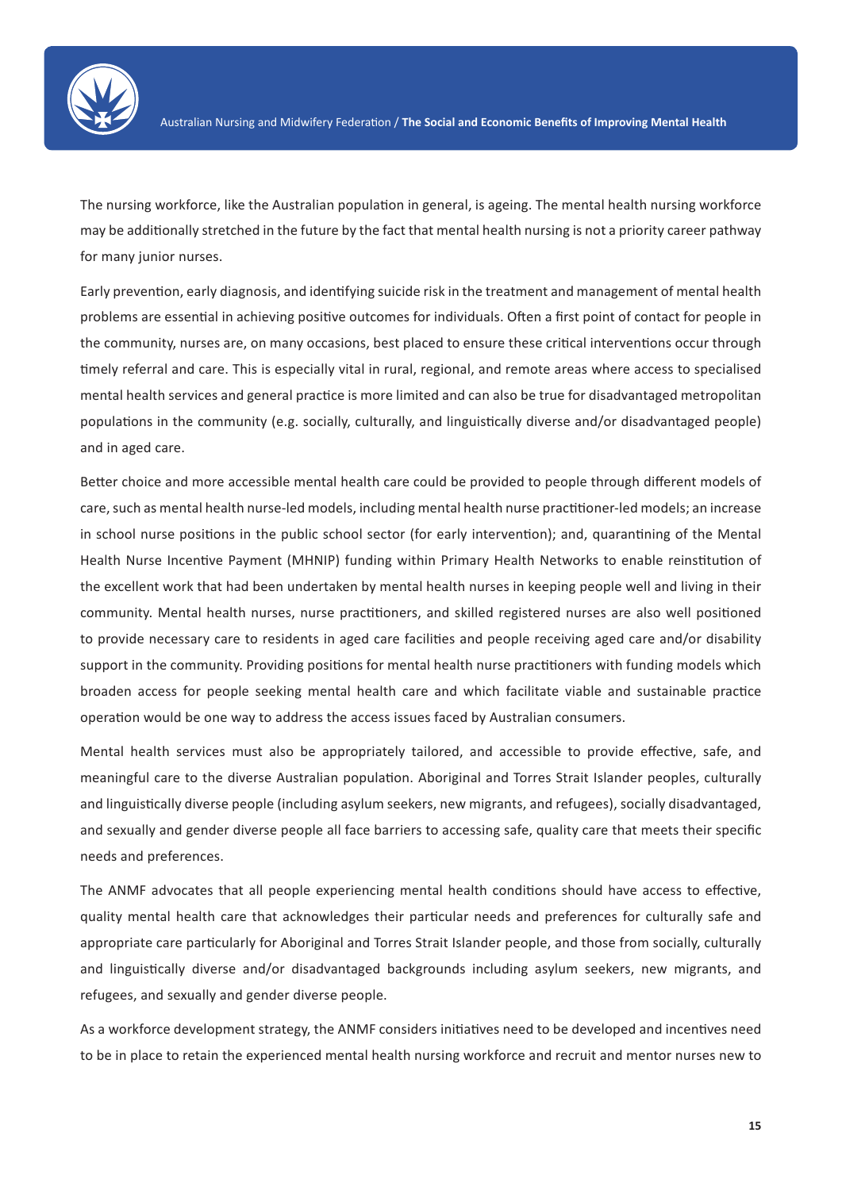The nursing workforce, like the Australian population in general, is ageing. The mental health nursing workforce may be additionally stretched in the future by the fact that mental health nursing is not a priority career pathway for many junior nurses.

Early prevention, early diagnosis, and identifying suicide risk in the treatment and management of mental health problems are essential in achieving positive outcomes for individuals. Often a first point of contact for people in the community, nurses are, on many occasions, best placed to ensure these critical interventions occur through timely referral and care. This is especially vital in rural, regional, and remote areas where access to specialised mental health services and general practice is more limited and can also be true for disadvantaged metropolitan populations in the community (e.g. socially, culturally, and linguistically diverse and/or disadvantaged people) and in aged care.

Better choice and more accessible mental health care could be provided to people through different models of care, such as mental health nurse-led models, including mental health nurse practitioner-led models; an increase in school nurse positions in the public school sector (for early intervention); and, quarantining of the Mental Health Nurse Incentive Payment (MHNIP) funding within Primary Health Networks to enable reinstitution of the excellent work that had been undertaken by mental health nurses in keeping people well and living in their community. Mental health nurses, nurse practitioners, and skilled registered nurses are also well positioned to provide necessary care to residents in aged care facilities and people receiving aged care and/or disability support in the community. Providing positions for mental health nurse practitioners with funding models which broaden access for people seeking mental health care and which facilitate viable and sustainable practice operation would be one way to address the access issues faced by Australian consumers.

Mental health services must also be appropriately tailored, and accessible to provide effective, safe, and meaningful care to the diverse Australian population. Aboriginal and Torres Strait Islander peoples, culturally and linguistically diverse people (including asylum seekers, new migrants, and refugees), socially disadvantaged, and sexually and gender diverse people all face barriers to accessing safe, quality care that meets their specific needs and preferences.

The ANMF advocates that all people experiencing mental health conditions should have access to effective, quality mental health care that acknowledges their particular needs and preferences for culturally safe and appropriate care particularly for Aboriginal and Torres Strait Islander people, and those from socially, culturally and linguistically diverse and/or disadvantaged backgrounds including asylum seekers, new migrants, and refugees, and sexually and gender diverse people.

As a workforce development strategy, the ANMF considers initiatives need to be developed and incentives need to be in place to retain the experienced mental health nursing workforce and recruit and mentor nurses new to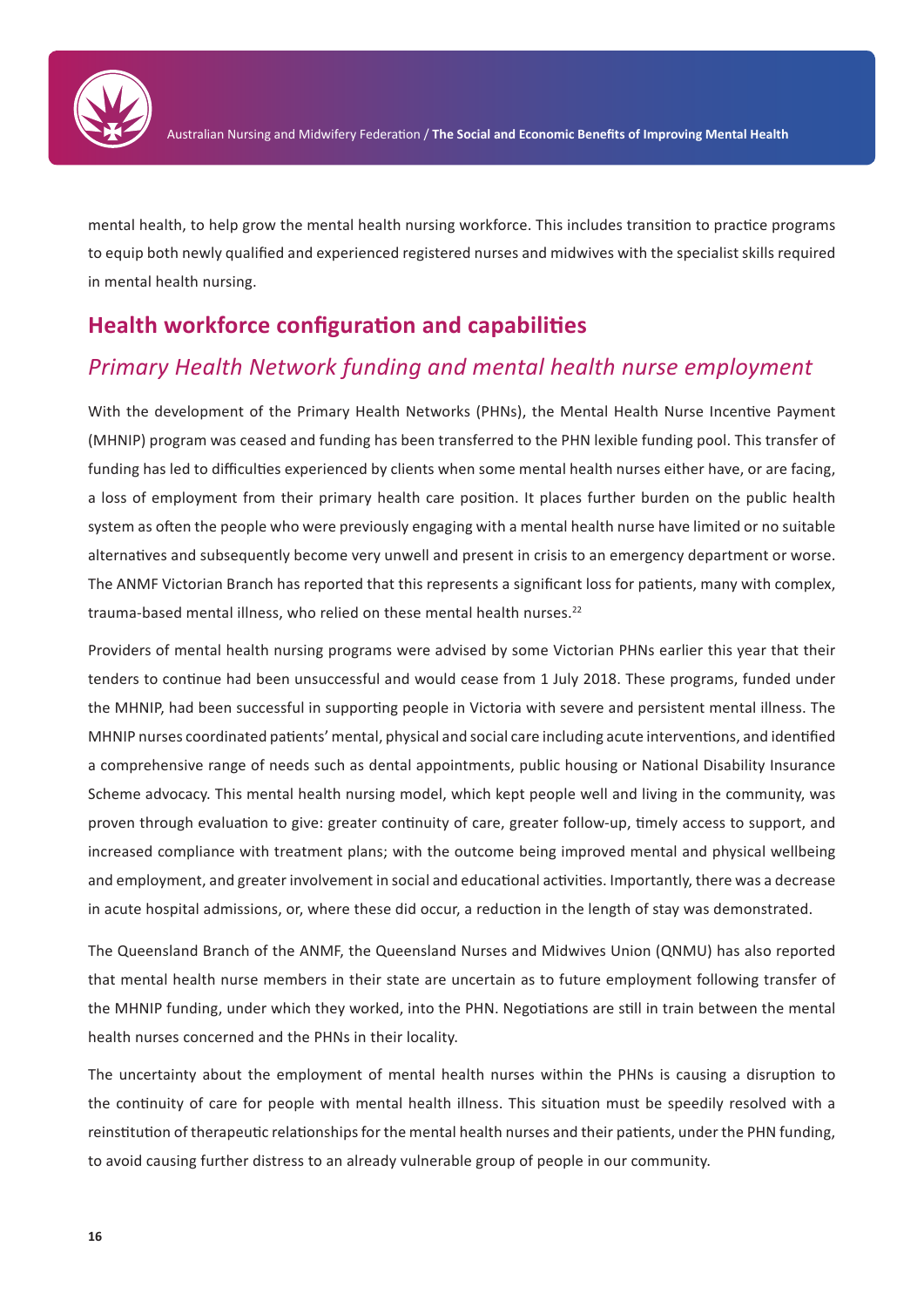mental health, to help grow the mental health nursing workforce. This includes transition to practice programs to equip both newly qualified and experienced registered nurses and midwives with the specialist skills required in mental health nursing.

## Health workforce configuration and capabilities

### *Primary Health Network funding and mental health nurse employment*

With the development of the Primary Health Networks (PHNs), the Mental Health Nurse Incentive Payment (MHNIP) program was ceased and funding has been transferred to the PHN lexible funding pool. This transfer of funding has led to difficulties experienced by clients when some mental health nurses either have, or are facing, a loss of employment from their primary health care position. It places further burden on the public health system as often the people who were previously engaging with a mental health nurse have limited or no suitable alternatives and subsequently become very unwell and present in crisis to an emergency department or worse. The ANMF Victorian Branch has reported that this represents a significant loss for patients, many with complex, trauma-based mental illness, who relied on these mental health nurses.[22]

Providers of mental health nursing programs were advised by some Victorian PHNs earlier this year that their tenders to continue had been unsuccessful and would cease from 1 July 2018. These programs, funded under the MHNIP, had been successful in supporting people in Victoria with severe and persistent mental illness. The MHNIP nurses coordinated patients' mental, physical and social care including acute interventions, and identified a comprehensive range of needs such as dental appointments, public housing or National Disability Insurance Scheme advocacy. This mental health nursing model, which kept people well and living in the community, was proven through evaluation to give: greater continuity of care, greater follow-up, timely access to support, and increased compliance with treatment plans; with the outcome being improved mental and physical wellbeing and employment, and greater involvement in social and educational activities. Importantly, there was a decrease in acute hospital admissions, or, where these did occur, a reduction in the length of stay was demonstrated.

The Queensland Branch of the ANMF, the Queensland Nurses and Midwives Union (QNMU) has also reported that mental health nurse members in their state are uncertain as to future employment following transfer of the MHNIP funding, under which they worked, into the PHN. Negotiations are still in train between the mental health nurses concerned and the PHNs in their locality.

The uncertainty about the employment of mental health nurses within the PHNs is causing a disruption to the continuity of care for people with mental health illness. This situation must be speedily resolved with a reinstitution of therapeutic relationships for the mental health nurses and their patients, under the PHN funding, to avoid causing further distress to an already vulnerable group of people in our community.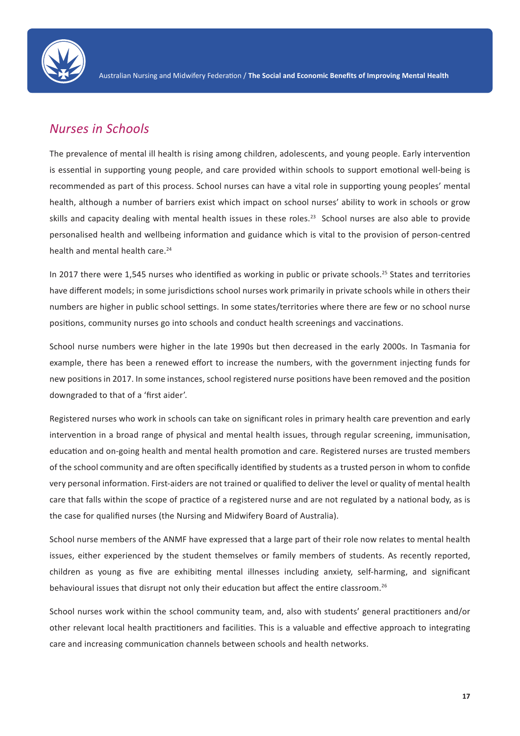## *Nurses in Schools*

The prevalence of mental ill health is rising among children, adolescents, and young people. Early intervention is essential in supporting young people, and care provided within schools to support emotional well-being is recommended as part of this process. School nurses can have a vital role in supporting young peoples' mental health, although a number of barriers exist which impact on school nurses' ability to work in schools or grow skills and capacity dealing with mental health issues in these roles.[23] School nurses are also able to provide personalised health and wellbeing information and guidance which is vital to the provision of person-centred health and mental health care.[24]

In 2017 there were 1,545 nurses who identified as working in public or private schools.[25] States and territories have different models; in some jurisdictions school nurses work primarily in private schools while in others their numbers are higher in public school settings. In some states/territories where there are few or no school nurse positions, community nurses go into schools and conduct health screenings and vaccinations.

School nurse numbers were higher in the late 1990s but then decreased in the early 2000s. In Tasmania for example, there has been a renewed effort to increase the numbers, with the government injecting funds for new positions in 2017. In some instances, school registered nurse positions have been removed and the position downgraded to that of a 'first aider'.

Registered nurses who work in schools can take on significant roles in primary health care prevention and early intervention in a broad range of physical and mental health issues, through regular screening, immunisation, education and on-going health and mental health promotion and care. Registered nurses are trusted members of the school community and are often specifically identified by students as a trusted person in whom to confide very personal information. First-aiders are not trained or qualified to deliver the level or quality of mental health care that falls within the scope of practice of a registered nurse and are not regulated by a national body, as is the case for qualified nurses (the Nursing and Midwifery Board of Australia).

School nurse members of the ANMF have expressed that a large part of their role now relates to mental health issues, either experienced by the student themselves or family members of students. As recently reported, children as young as five are exhibiting mental illnesses including anxiety, self-harming, and significant behavioural issues that disrupt not only their education but affect the entire classroom.[26]

School nurses work within the school community team, and, also with students' general practitioners and/or other relevant local health practitioners and facilities. This is a valuable and effective approach to integrating care and increasing communication channels between schools and health networks.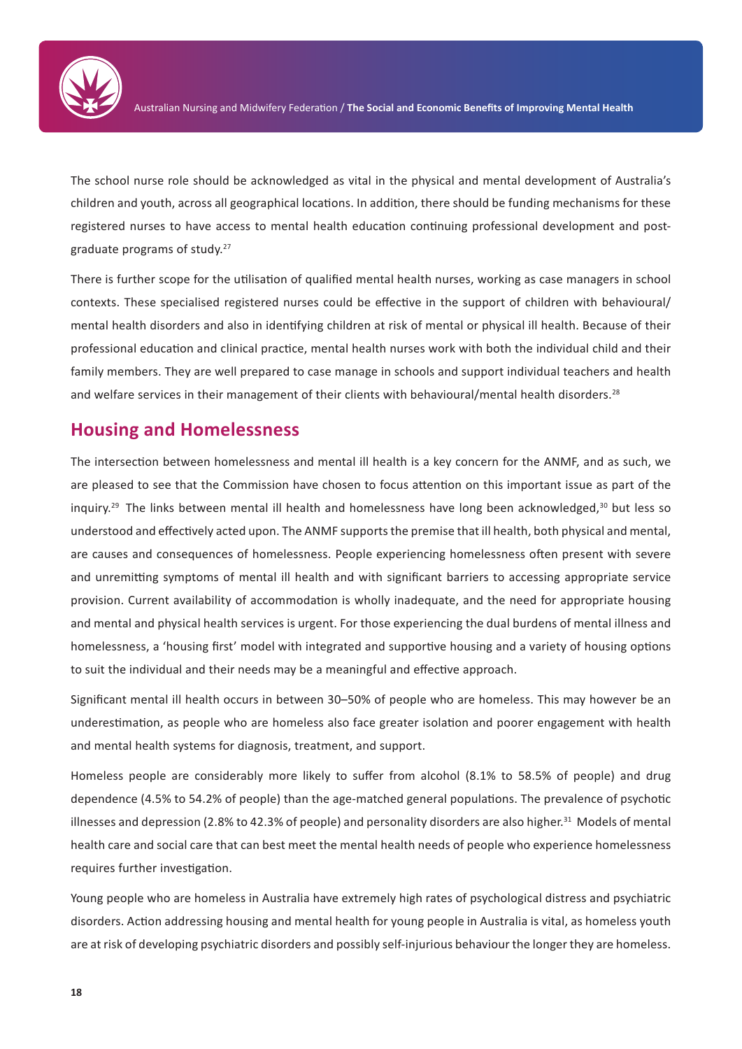The school nurse role should be acknowledged as vital in the physical and mental development of Australia's children and youth, across all geographical locations. In addition, there should be funding mechanisms for these registered nurses to have access to mental health education continuing professional development and post-graduate programs of study.[27]

There is further scope for the utilisation of qualified mental health nurses, working as case managers in school contexts. These specialised registered nurses could be effective in the support of children with behavioural/mental health disorders and also in identifying children at risk of mental or physical ill health. Because of their professional education and clinical practice, mental health nurses work with both the individual child and their family members. They are well prepared to case manage in schools and support individual teachers and health and welfare services in their management of their clients with behavioural/mental health disorders.[28]

## Housing and Homelessness

The intersection between homelessness and mental ill health is a key concern for the ANMF, and as such, we are pleased to see that the Commission have chosen to focus attention on this important issue as part of the inquiry.[29] The links between mental ill health and homelessness have long been acknowledged,[30] but less so understood and effectively acted upon. The ANMF supports the premise that ill health, both physical and mental, are causes and consequences of homelessness. People experiencing homelessness often present with severe and unremitting symptoms of mental ill health and with significant barriers to accessing appropriate service provision. Current availability of accommodation is wholly inadequate, and the need for appropriate housing and mental and physical health services is urgent. For those experiencing the dual burdens of mental illness and homelessness, a 'housing first' model with integrated and supportive housing and a variety of housing options to suit the individual and their needs may be a meaningful and effective approach.

Significant mental ill health occurs in between 30–50% of people who are homeless. This may however be an underestimation, as people who are homeless also face greater isolation and poorer engagement with health and mental health systems for diagnosis, treatment, and support.

Homeless people are considerably more likely to suffer from alcohol (8.1% to 58.5% of people) and drug dependence (4.5% to 54.2% of people) than the age-matched general populations. The prevalence of psychotic illnesses and depression (2.8% to 42.3% of people) and personality disorders are also higher.[31] Models of mental health care and social care that can best meet the mental health needs of people who experience homelessness requires further investigation.

Young people who are homeless in Australia have extremely high rates of psychological distress and psychiatric disorders. Action addressing housing and mental health for young people in Australia is vital, as homeless youth are at risk of developing psychiatric disorders and possibly self-injurious behaviour the longer they are homeless.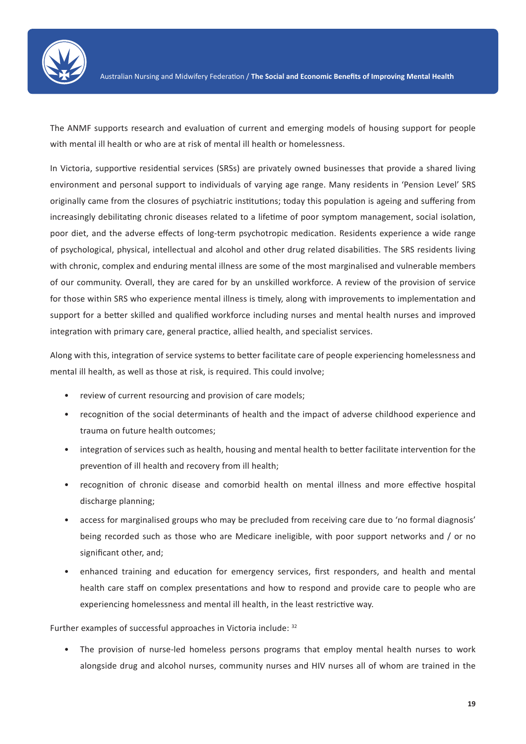The ANMF supports research and evaluation of current and emerging models of housing support for people with mental ill health or who are at risk of mental ill health or homelessness.

In Victoria, supportive residential services (SRSs) are privately owned businesses that provide a shared living environment and personal support to individuals of varying age range. Many residents in 'Pension Level' SRS originally came from the closures of psychiatric institutions; today this population is ageing and suffering from increasingly debilitating chronic diseases related to a lifetime of poor symptom management, social isolation, poor diet, and the adverse effects of long-term psychotropic medication. Residents experience a wide range of psychological, physical, intellectual and alcohol and other drug related disabilities. The SRS residents living with chronic, complex and enduring mental illness are some of the most marginalised and vulnerable members of our community. Overall, they are cared for by an unskilled workforce. A review of the provision of service for those within SRS who experience mental illness is timely, along with improvements to implementation and support for a better skilled and qualified workforce including nurses and mental health nurses and improved integration with primary care, general practice, allied health, and specialist services.

Along with this, integration of service systems to better facilitate care of people experiencing homelessness and mental ill health, as well as those at risk, is required. This could involve;

- review of current resourcing and provision of care models;
- recognition of the social determinants of health and the impact of adverse childhood experience and trauma on future health outcomes;
- integration of services such as health, housing and mental health to better facilitate intervention for the prevention of ill health and recovery from ill health;
- recognition of chronic disease and comorbid health on mental illness and more effective hospital discharge planning;
- access for marginalised groups who may be precluded from receiving care due to 'no formal diagnosis' being recorded such as those who are Medicare ineligible, with poor support networks and / or no significant other, and;
- enhanced training and education for emergency services, first responders, and health and mental health care staff on complex presentations and how to respond and provide care to people who are experiencing homelessness and mental ill health, in the least restrictive way.

Further examples of successful approaches in Victoria include: [32]

- The provision of nurse-led homeless persons programs that employ mental health nurses to work alongside drug and alcohol nurses, community nurses and HIV nurses all of whom are trained in the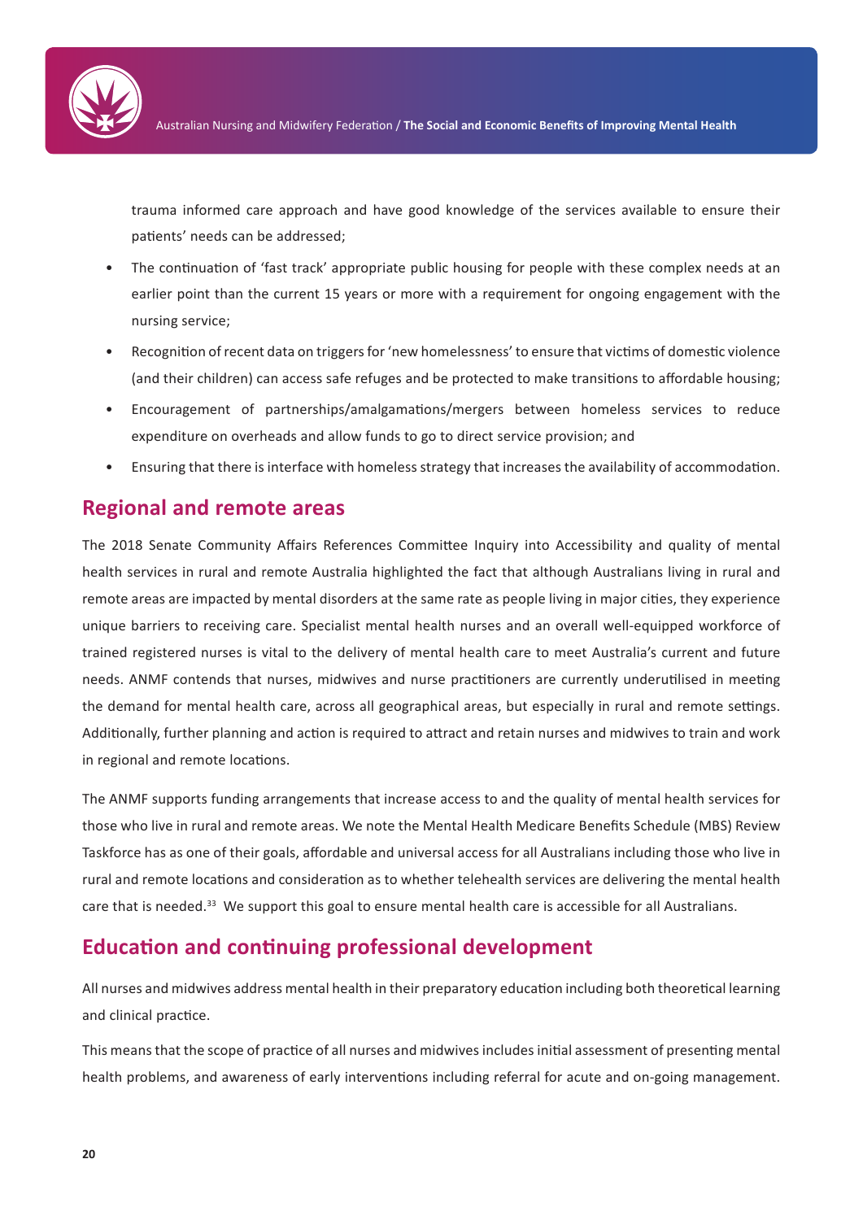trauma informed care approach and have good knowledge of the services available to ensure their patients' needs can be addressed;

- The continuation of 'fast track' appropriate public housing for people with these complex needs at an earlier point than the current 15 years or more with a requirement for ongoing engagement with the nursing service;
- Recognition of recent data on triggers for 'new homelessness' to ensure that victims of domestic violence (and their children) can access safe refuges and be protected to make transitions to affordable housing;
- Encouragement of partnerships/amalgamations/mergers between homeless services to reduce expenditure on overheads and allow funds to go to direct service provision; and
- Ensuring that there is interface with homeless strategy that increases the availability of accommodation.

## Regional and remote areas

The 2018 Senate Community Affairs References Committee Inquiry into Accessibility and quality of mental health services in rural and remote Australia highlighted the fact that although Australians living in rural and remote areas are impacted by mental disorders at the same rate as people living in major cities, they experience unique barriers to receiving care. Specialist mental health nurses and an overall well-equipped workforce of trained registered nurses is vital to the delivery of mental health care to meet Australia's current and future needs. ANMF contends that nurses, midwives and nurse practitioners are currently underutilised in meeting the demand for mental health care, across all geographical areas, but especially in rural and remote settings. Additionally, further planning and action is required to attract and retain nurses and midwives to train and work in regional and remote locations.

The ANMF supports funding arrangements that increase access to and the quality of mental health services for those who live in rural and remote areas. We note the Mental Health Medicare Benefits Schedule (MBS) Review Taskforce has as one of their goals, affordable and universal access for all Australians including those who live in rural and remote locations and consideration as to whether telehealth services are delivering the mental health care that is needed.[33] We support this goal to ensure mental health care is accessible for all Australians.

## Education and continuing professional development

All nurses and midwives address mental health in their preparatory education including both theoretical learning and clinical practice.

This means that the scope of practice of all nurses and midwives includes initial assessment of presenting mental health problems, and awareness of early interventions including referral for acute and on-going management.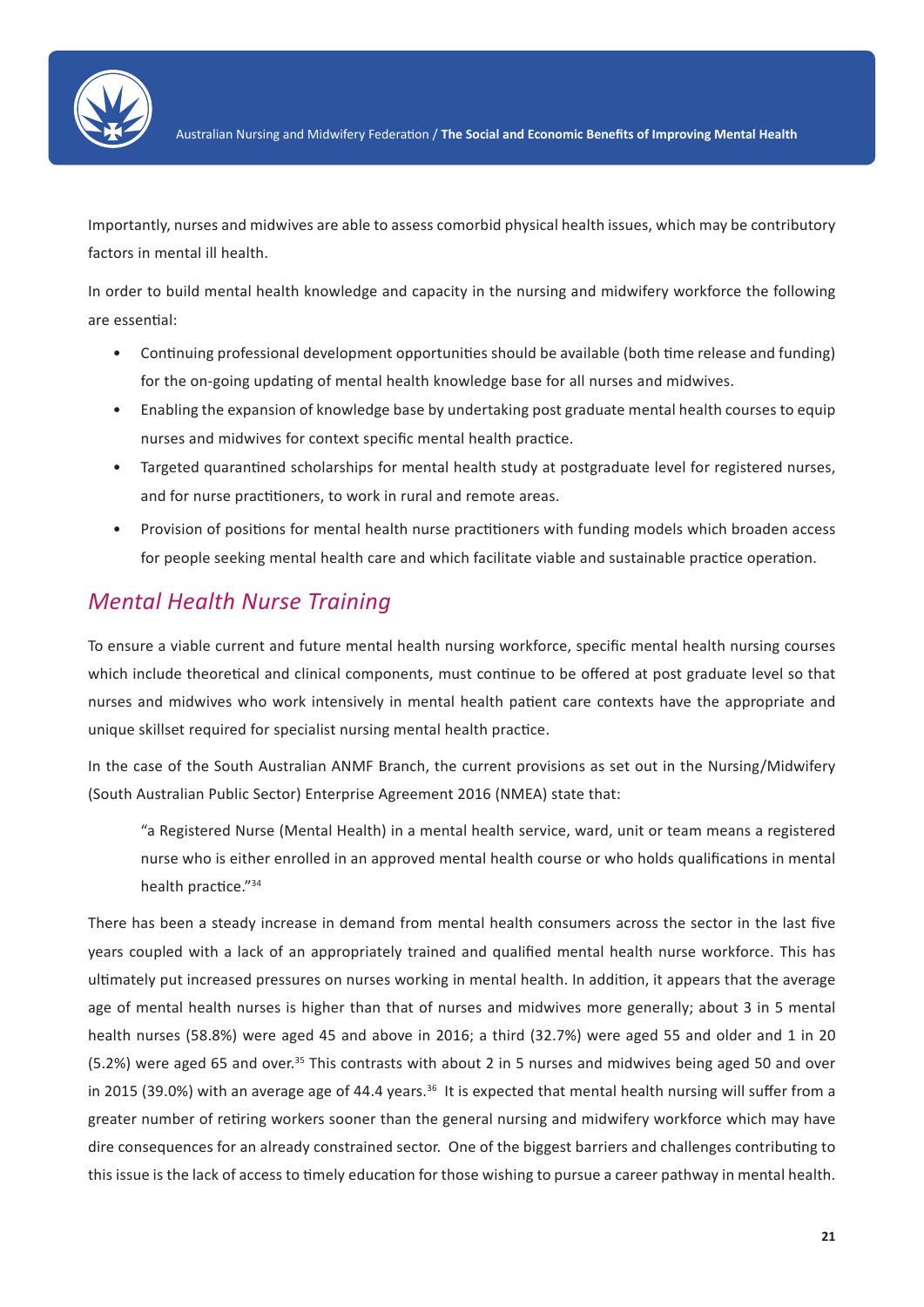Importantly, nurses and midwives are able to assess comorbid physical health issues, which may be contributory factors in mental ill health.

In order to build mental health knowledge and capacity in the nursing and midwifery workforce the following are essential:

- Continuing professional development opportunities should be available (both time release and funding) for the on-going updating of mental health knowledge base for all nurses and midwives.
- Enabling the expansion of knowledge base by undertaking post graduate mental health courses to equip nurses and midwives for context specific mental health practice.
- Targeted quarantined scholarships for mental health study at postgraduate level for registered nurses, and for nurse practitioners, to work in rural and remote areas.
- Provision of positions for mental health nurse practitioners with funding models which broaden access for people seeking mental health care and which facilitate viable and sustainable practice operation.

## *Mental Health Nurse Training*

To ensure a viable current and future mental health nursing workforce, specific mental health nursing courses which include theoretical and clinical components, must continue to be offered at post graduate level so that nurses and midwives who work intensively in mental health patient care contexts have the appropriate and unique skillset required for specialist nursing mental health practice.

In the case of the South Australian ANMF Branch, the current provisions as set out in the Nursing/Midwifery (South Australian Public Sector) Enterprise Agreement 2016 (NMEA) state that:

> "a Registered Nurse (Mental Health) in a mental health service, ward, unit or team means a registered nurse who is either enrolled in an approved mental health course or who holds qualifications in mental health practice."[34]

There has been a steady increase in demand from mental health consumers across the sector in the last five years coupled with a lack of an appropriately trained and qualified mental health nurse workforce. This has ultimately put increased pressures on nurses working in mental health. In addition, it appears that the average age of mental health nurses is higher than that of nurses and midwives more generally; about 3 in 5 mental health nurses (58.8%) were aged 45 and above in 2016; a third (32.7%) were aged 55 and older and 1 in 20 (5.2%) were aged 65 and over.[35] This contrasts with about 2 in 5 nurses and midwives being aged 50 and over in 2015 (39.0%) with an average age of 44.4 years.[36] It is expected that mental health nursing will suffer from a greater number of retiring workers sooner than the general nursing and midwifery workforce which may have dire consequences for an already constrained sector. One of the biggest barriers and challenges contributing to this issue is the lack of access to timely education for those wishing to pursue a career pathway in mental health.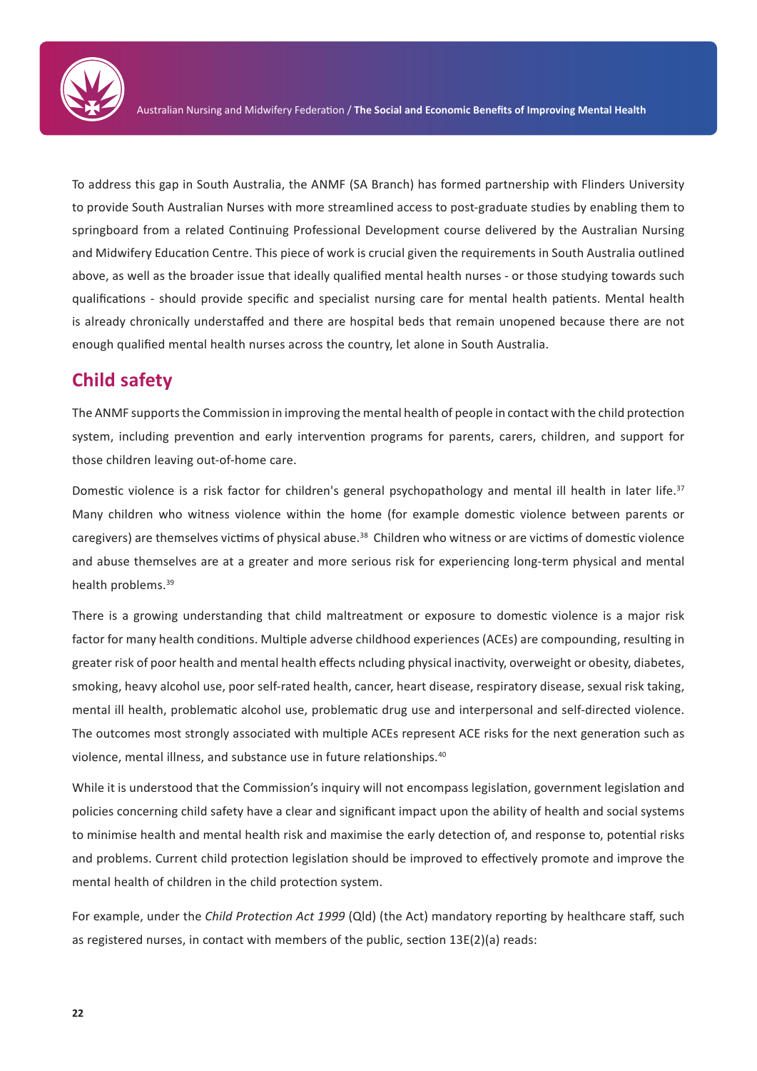To address this gap in South Australia, the ANMF (SA Branch) has formed partnership with Flinders University to provide South Australian Nurses with more streamlined access to post-graduate studies by enabling them to springboard from a related Continuing Professional Development course delivered by the Australian Nursing and Midwifery Education Centre. This piece of work is crucial given the requirements in South Australia outlined above, as well as the broader issue that ideally qualified mental health nurses - or those studying towards such qualifications - should provide specific and specialist nursing care for mental health patients. Mental health is already chronically understaffed and there are hospital beds that remain unopened because there are not enough qualified mental health nurses across the country, let alone in South Australia.

## Child safety

The ANMF supports the Commission in improving the mental health of people in contact with the child protection system, including prevention and early intervention programs for parents, carers, children, and support for those children leaving out-of-home care.

Domestic violence is a risk factor for children's general psychopathology and mental ill health in later life.[37] Many children who witness violence within the home (for example domestic violence between parents or caregivers) are themselves victims of physical abuse.[38] Children who witness or are victims of domestic violence and abuse themselves are at a greater and more serious risk for experiencing long-term physical and mental health problems.[39]

There is a growing understanding that child maltreatment or exposure to domestic violence is a major risk factor for many health conditions. Multiple adverse childhood experiences (ACEs) are compounding, resulting in greater risk of poor health and mental health effects ncluding physical inactivity, overweight or obesity, diabetes, smoking, heavy alcohol use, poor self-rated health, cancer, heart disease, respiratory disease, sexual risk taking, mental ill health, problematic alcohol use, problematic drug use and interpersonal and self-directed violence. The outcomes most strongly associated with multiple ACEs represent ACE risks for the next generation such as violence, mental illness, and substance use in future relationships.[40]

While it is understood that the Commission's inquiry will not encompass legislation, government legislation and policies concerning child safety have a clear and significant impact upon the ability of health and social systems to minimise health and mental health risk and maximise the early detection of, and response to, potential risks and problems. Current child protection legislation should be improved to effectively promote and improve the mental health of children in the child protection system.

For example, under the *Child Protection Act 1999* (Qld) (the Act) mandatory reporting by healthcare staff, such as registered nurses, in contact with members of the public, section 13E(2)(a) reads: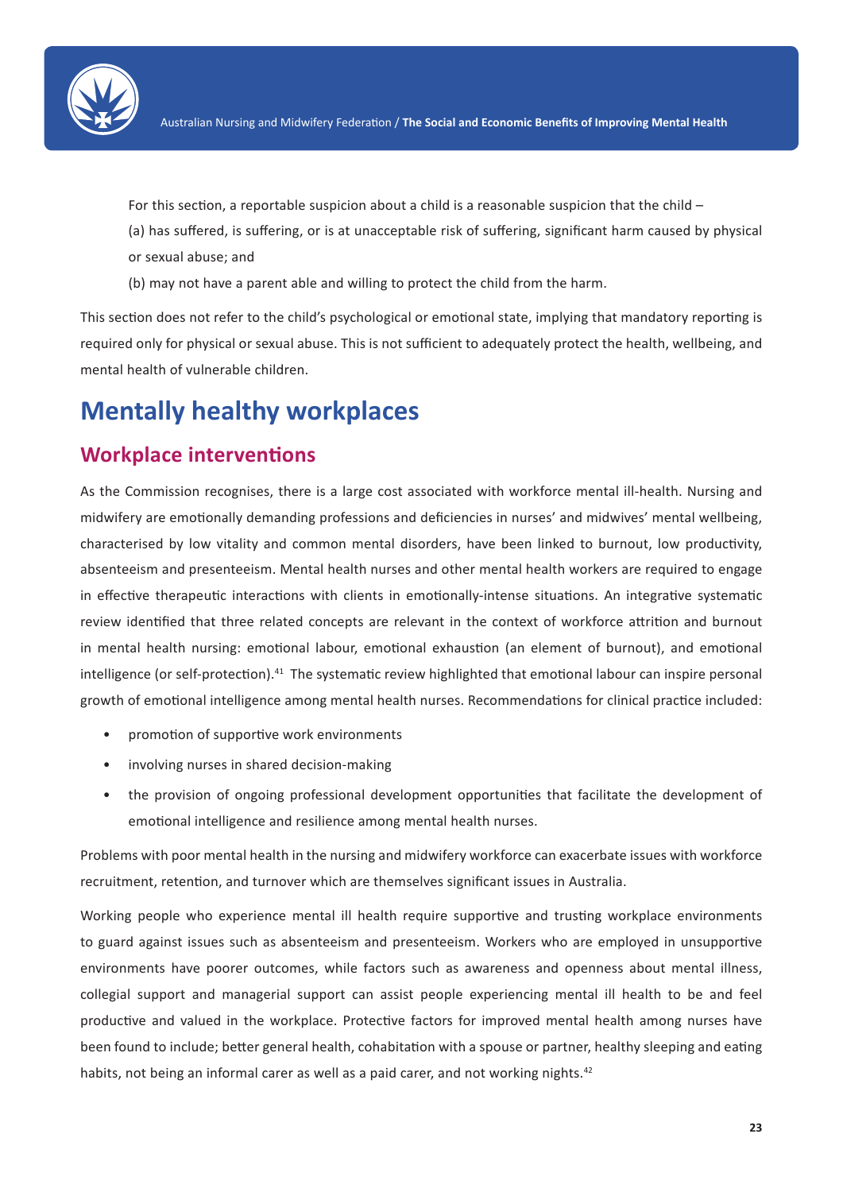For this section, a reportable suspicion about a child is a reasonable suspicion that the child –

(a) has suffered, is suffering, or is at unacceptable risk of suffering, significant harm caused by physical or sexual abuse; and

(b) may not have a parent able and willing to protect the child from the harm.

This section does not refer to the child's psychological or emotional state, implying that mandatory reporting is required only for physical or sexual abuse. This is not sufficient to adequately protect the health, wellbeing, and mental health of vulnerable children.

# Mentally healthy workplaces

## Workplace interventions

As the Commission recognises, there is a large cost associated with workforce mental ill-health. Nursing and midwifery are emotionally demanding professions and deficiencies in nurses' and midwives' mental wellbeing, characterised by low vitality and common mental disorders, have been linked to burnout, low productivity, absenteeism and presenteeism. Mental health nurses and other mental health workers are required to engage in effective therapeutic interactions with clients in emotionally-intense situations. An integrative systematic review identified that three related concepts are relevant in the context of workforce attrition and burnout in mental health nursing: emotional labour, emotional exhaustion (an element of burnout), and emotional intelligence (or self-protection).[41] The systematic review highlighted that emotional labour can inspire personal growth of emotional intelligence among mental health nurses. Recommendations for clinical practice included:

- promotion of supportive work environments
- involving nurses in shared decision-making
- the provision of ongoing professional development opportunities that facilitate the development of emotional intelligence and resilience among mental health nurses.

Problems with poor mental health in the nursing and midwifery workforce can exacerbate issues with workforce recruitment, retention, and turnover which are themselves significant issues in Australia.

Working people who experience mental ill health require supportive and trusting workplace environments to guard against issues such as absenteeism and presenteeism. Workers who are employed in unsupportive environments have poorer outcomes, while factors such as awareness and openness about mental illness, collegial support and managerial support can assist people experiencing mental ill health to be and feel productive and valued in the workplace. Protective factors for improved mental health among nurses have been found to include; better general health, cohabitation with a spouse or partner, healthy sleeping and eating habits, not being an informal carer as well as a paid carer, and not working nights.[42]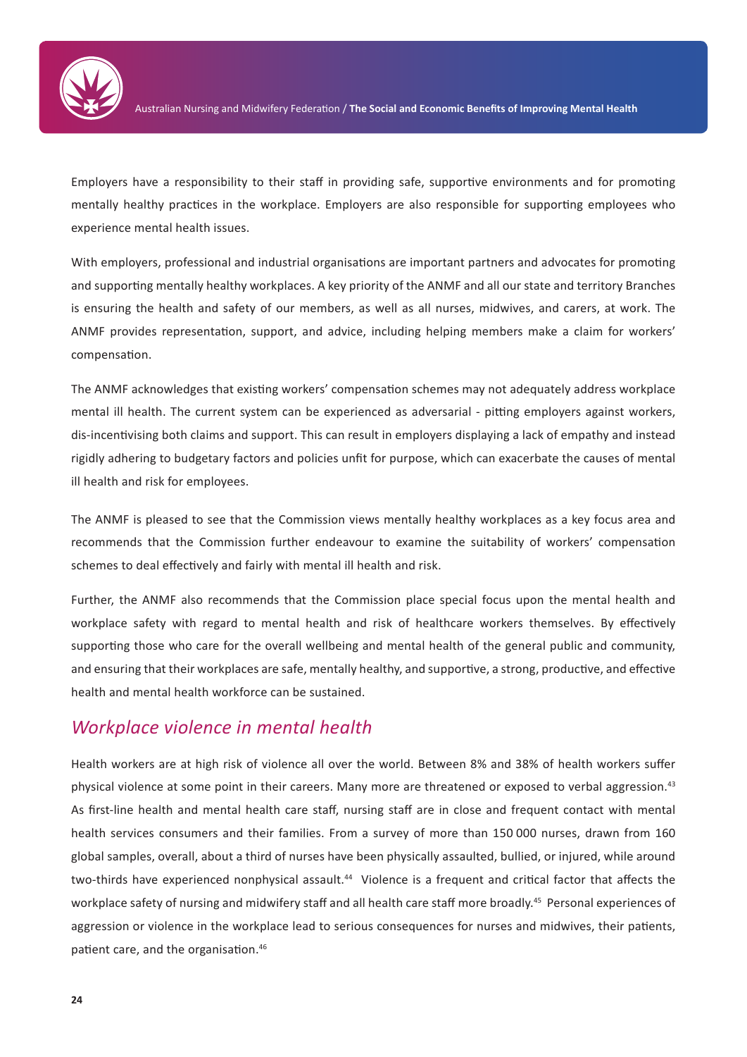Employers have a responsibility to their staff in providing safe, supportive environments and for promoting mentally healthy practices in the workplace. Employers are also responsible for supporting employees who experience mental health issues.

With employers, professional and industrial organisations are important partners and advocates for promoting and supporting mentally healthy workplaces. A key priority of the ANMF and all our state and territory Branches is ensuring the health and safety of our members, as well as all nurses, midwives, and carers, at work. The ANMF provides representation, support, and advice, including helping members make a claim for workers' compensation.

The ANMF acknowledges that existing workers' compensation schemes may not adequately address workplace mental ill health. The current system can be experienced as adversarial - pitting employers against workers, dis-incentivising both claims and support. This can result in employers displaying a lack of empathy and instead rigidly adhering to budgetary factors and policies unfit for purpose, which can exacerbate the causes of mental ill health and risk for employees.

The ANMF is pleased to see that the Commission views mentally healthy workplaces as a key focus area and recommends that the Commission further endeavour to examine the suitability of workers' compensation schemes to deal effectively and fairly with mental ill health and risk.

Further, the ANMF also recommends that the Commission place special focus upon the mental health and workplace safety with regard to mental health and risk of healthcare workers themselves. By effectively supporting those who care for the overall wellbeing and mental health of the general public and community, and ensuring that their workplaces are safe, mentally healthy, and supportive, a strong, productive, and effective health and mental health workforce can be sustained.

## *Workplace violence in mental health*

Health workers are at high risk of violence all over the world. Between 8% and 38% of health workers suffer physical violence at some point in their careers. Many more are threatened or exposed to verbal aggression.[43] As first-line health and mental health care staff, nursing staff are in close and frequent contact with mental health services consumers and their families. From a survey of more than 150 000 nurses, drawn from 160 global samples, overall, about a third of nurses have been physically assaulted, bullied, or injured, while around two-thirds have experienced nonphysical assault.[44] Violence is a frequent and critical factor that affects the workplace safety of nursing and midwifery staff and all health care staff more broadly.[45] Personal experiences of aggression or violence in the workplace lead to serious consequences for nurses and midwives, their patients, patient care, and the organisation.[46]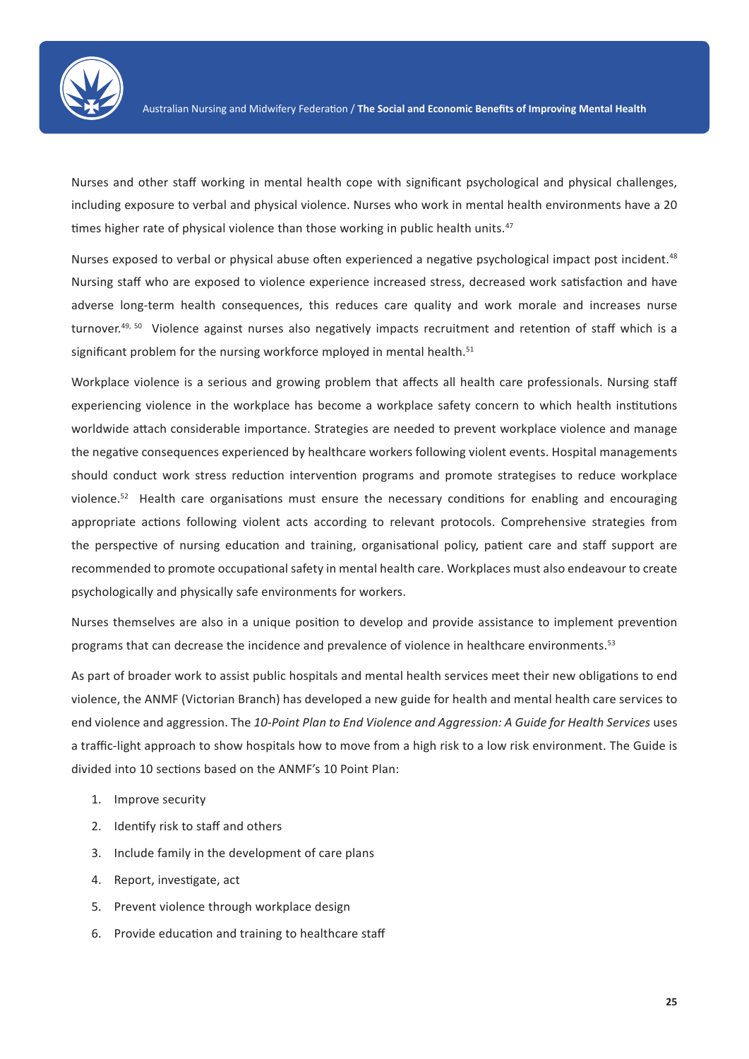Nurses and other staff working in mental health cope with significant psychological and physical challenges, including exposure to verbal and physical violence. Nurses who work in mental health environments have a 20 times higher rate of physical violence than those working in public health units.[47]

Nurses exposed to verbal or physical abuse often experienced a negative psychological impact post incident.[48] Nursing staff who are exposed to violence experience increased stress, decreased work satisfaction and have adverse long-term health consequences, this reduces care quality and work morale and increases nurse turnover.[49, 50] Violence against nurses also negatively impacts recruitment and retention of staff which is a significant problem for the nursing workforce mployed in mental health.[51]

Workplace violence is a serious and growing problem that affects all health care professionals. Nursing staff experiencing violence in the workplace has become a workplace safety concern to which health institutions worldwide attach considerable importance. Strategies are needed to prevent workplace violence and manage the negative consequences experienced by healthcare workers following violent events. Hospital managements should conduct work stress reduction intervention programs and promote strategises to reduce workplace violence.[52] Health care organisations must ensure the necessary conditions for enabling and encouraging appropriate actions following violent acts according to relevant protocols. Comprehensive strategies from the perspective of nursing education and training, organisational policy, patient care and staff support are recommended to promote occupational safety in mental health care. Workplaces must also endeavour to create psychologically and physically safe environments for workers.

Nurses themselves are also in a unique position to develop and provide assistance to implement prevention programs that can decrease the incidence and prevalence of violence in healthcare environments.[53]

As part of broader work to assist public hospitals and mental health services meet their new obligations to end violence, the ANMF (Victorian Branch) has developed a new guide for health and mental health care services to end violence and aggression. The *10-Point Plan to End Violence and Aggression: A Guide for Health Services* uses a traffic-light approach to show hospitals how to move from a high risk to a low risk environment. The Guide is divided into 10 sections based on the ANMF's 10 Point Plan:

1. Improve security
2. Identify risk to staff and others
3. Include family in the development of care plans
4. Report, investigate, act
5. Prevent violence through workplace design
6. Provide education and training to healthcare staff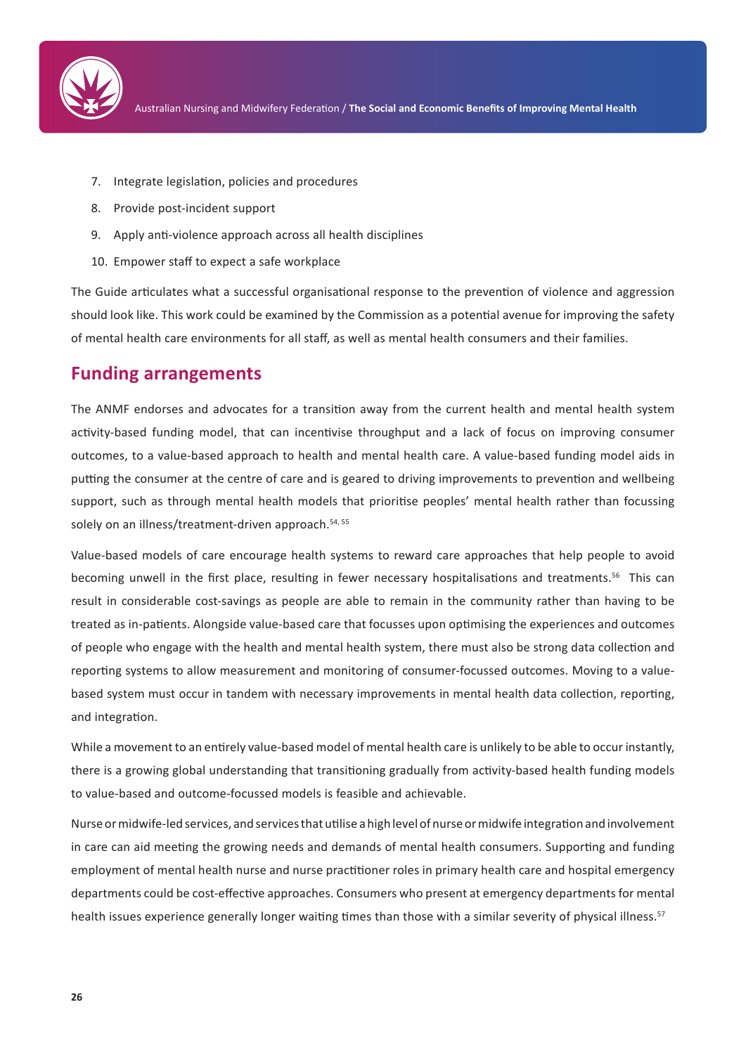7. Integrate legislation, policies and procedures
8. Provide post-incident support
9. Apply anti-violence approach across all health disciplines
10. Empower staff to expect a safe workplace

The Guide articulates what a successful organisational response to the prevention of violence and aggression should look like. This work could be examined by the Commission as a potential avenue for improving the safety of mental health care environments for all staff, as well as mental health consumers and their families.

## Funding arrangements

The ANMF endorses and advocates for a transition away from the current health and mental health system activity-based funding model, that can incentivise throughput and a lack of focus on improving consumer outcomes, to a value-based approach to health and mental health care. A value-based funding model aids in putting the consumer at the centre of care and is geared to driving improvements to prevention and wellbeing support, such as through mental health models that prioritise peoples' mental health rather than focussing solely on an illness/treatment-driven approach.[54, 55]

Value-based models of care encourage health systems to reward care approaches that help people to avoid becoming unwell in the first place, resulting in fewer necessary hospitalisations and treatments.[56] This can result in considerable cost-savings as people are able to remain in the community rather than having to be treated as in-patients. Alongside value-based care that focusses upon optimising the experiences and outcomes of people who engage with the health and mental health system, there must also be strong data collection and reporting systems to allow measurement and monitoring of consumer-focussed outcomes. Moving to a value-based system must occur in tandem with necessary improvements in mental health data collection, reporting, and integration.

While a movement to an entirely value-based model of mental health care is unlikely to be able to occur instantly, there is a growing global understanding that transitioning gradually from activity-based health funding models to value-based and outcome-focussed models is feasible and achievable.

Nurse or midwife-led services, and services that utilise a high level of nurse or midwife integration and involvement in care can aid meeting the growing needs and demands of mental health consumers. Supporting and funding employment of mental health nurse and nurse practitioner roles in primary health care and hospital emergency departments could be cost-effective approaches. Consumers who present at emergency departments for mental health issues experience generally longer waiting times than those with a similar severity of physical illness.[57]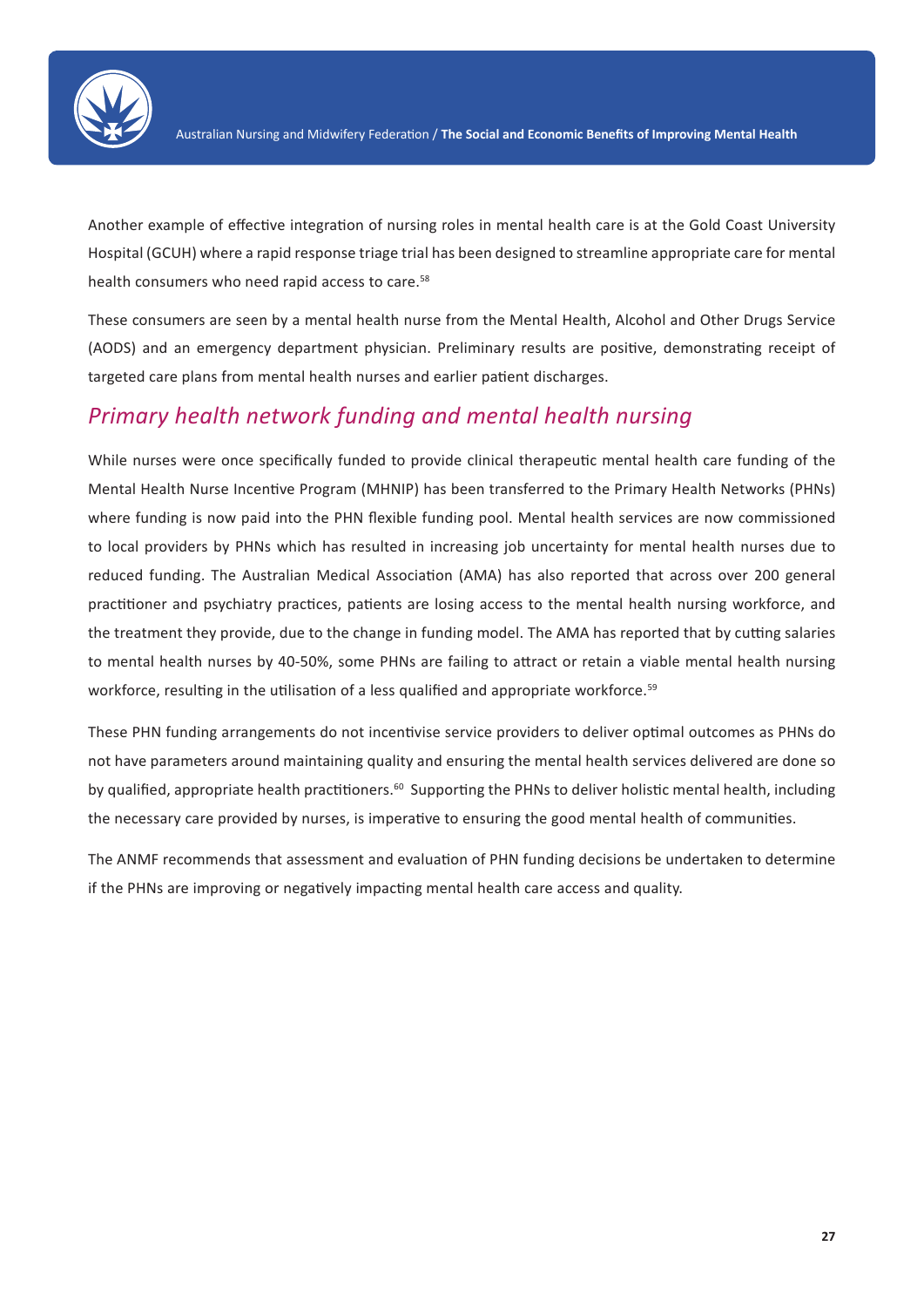Another example of effective integration of nursing roles in mental health care is at the Gold Coast University Hospital (GCUH) where a rapid response triage trial has been designed to streamline appropriate care for mental health consumers who need rapid access to care.[58]

These consumers are seen by a mental health nurse from the Mental Health, Alcohol and Other Drugs Service (AODS) and an emergency department physician. Preliminary results are positive, demonstrating receipt of targeted care plans from mental health nurses and earlier patient discharges.

## *Primary health network funding and mental health nursing*

While nurses were once specifically funded to provide clinical therapeutic mental health care funding of the Mental Health Nurse Incentive Program (MHNIP) has been transferred to the Primary Health Networks (PHNs) where funding is now paid into the PHN flexible funding pool. Mental health services are now commissioned to local providers by PHNs which has resulted in increasing job uncertainty for mental health nurses due to reduced funding. The Australian Medical Association (AMA) has also reported that across over 200 general practitioner and psychiatry practices, patients are losing access to the mental health nursing workforce, and the treatment they provide, due to the change in funding model. The AMA has reported that by cutting salaries to mental health nurses by 40-50%, some PHNs are failing to attract or retain a viable mental health nursing workforce, resulting in the utilisation of a less qualified and appropriate workforce.[59]

These PHN funding arrangements do not incentivise service providers to deliver optimal outcomes as PHNs do not have parameters around maintaining quality and ensuring the mental health services delivered are done so by qualified, appropriate health practitioners.[60] Supporting the PHNs to deliver holistic mental health, including the necessary care provided by nurses, is imperative to ensuring the good mental health of communities.

The ANMF recommends that assessment and evaluation of PHN funding decisions be undertaken to determine if the PHNs are improving or negatively impacting mental health care access and quality.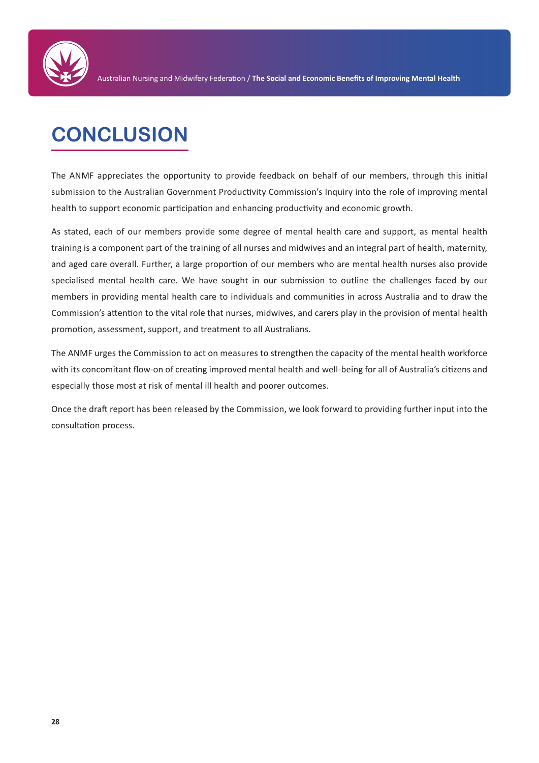# CONCLUSION

The ANMF appreciates the opportunity to provide feedback on behalf of our members, through this initial submission to the Australian Government Productivity Commission's Inquiry into the role of improving mental health to support economic participation and enhancing productivity and economic growth.

As stated, each of our members provide some degree of mental health care and support, as mental health training is a component part of the training of all nurses and midwives and an integral part of health, maternity, and aged care overall. Further, a large proportion of our members who are mental health nurses also provide specialised mental health care. We have sought in our submission to outline the challenges faced by our members in providing mental health care to individuals and communities in across Australia and to draw the Commission's attention to the vital role that nurses, midwives, and carers play in the provision of mental health promotion, assessment, support, and treatment to all Australians.

The ANMF urges the Commission to act on measures to strengthen the capacity of the mental health workforce with its concomitant flow-on of creating improved mental health and well-being for all of Australia's citizens and especially those most at risk of mental ill health and poorer outcomes.

Once the draft report has been released by the Commission, we look forward to providing further input into the consultation process.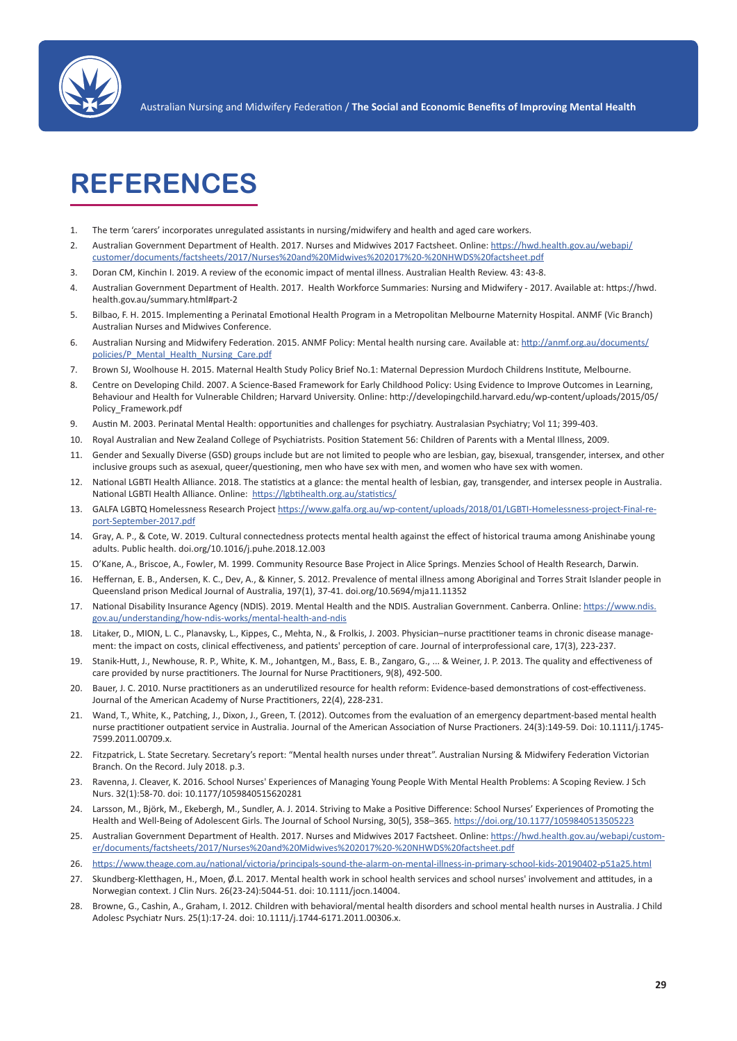# REFERENCES

1. The term 'carers' incorporates unregulated assistants in nursing/midwifery and health and aged care workers.
2. Australian Government Department of Health. 2017. Nurses and Midwives 2017 Factsheet. Online: https://hwd.health.gov.au/webapi/customer/documents/factsheets/2017/Nurses%20and%20Midwives%202017%20-%20NHWDS%20factsheet.pdf
3. Doran CM, Kinchin I. 2019. A review of the economic impact of mental illness. Australian Health Review. 43: 43-8.
4. Australian Government Department of Health. 2017. Health Workforce Summaries: Nursing and Midwifery - 2017. Available at: https://hwd.health.gov.au/summary.html#part-2
5. Bilbao, F. H. 2015. Implementing a Perinatal Emotional Health Program in a Metropolitan Melbourne Maternity Hospital. ANMF (Vic Branch) Australian Nurses and Midwives Conference.
6. Australian Nursing and Midwifery Federation. 2015. ANMF Policy: Mental health nursing care. Available at: http://anmf.org.au/documents/policies/P_Mental_Health_Nursing_Care.pdf
7. Brown SJ, Woolhouse H. 2015. Maternal Health Study Policy Brief No.1: Maternal Depression Murdoch Childrens Institute, Melbourne.
8. Centre on Developing Child. 2007. A Science-Based Framework for Early Childhood Policy: Using Evidence to Improve Outcomes in Learning, Behaviour and Health for Vulnerable Children; Harvard University. Online: http://developingchild.harvard.edu/wp-content/uploads/2015/05/Policy_Framework.pdf
9. Austin M. 2003. Perinatal Mental Health: opportunities and challenges for psychiatry. Australasian Psychiatry; Vol 11; 399-403.
10. Royal Australian and New Zealand College of Psychiatrists. Position Statement 56: Children of Parents with a Mental Illness, 2009.
11. Gender and Sexually Diverse (GSD) groups include but are not limited to people who are lesbian, gay, bisexual, transgender, intersex, and other inclusive groups such as asexual, queer/questioning, men who have sex with men, and women who have sex with women.
12. National LGBTI Health Alliance. 2018. The statistics at a glance: the mental health of lesbian, gay, transgender, and intersex people in Australia. National LGBTI Health Alliance. Online: https://lgbtihealth.org.au/statistics/
13. GALFA LGBTQ Homelessness Research Project https://www.galfa.org.au/wp-content/uploads/2018/01/LGBTI-Homelessness-project-Final-report-September-2017.pdf
14. Gray, A. P., & Cote, W. 2019. Cultural connectedness protects mental health against the effect of historical trauma among Anishinabe young adults. Public health. doi.org/10.1016/j.puhe.2018.12.003
15. O'Kane, A., Briscoe, A., Fowler, M. 1999. Community Resource Base Project in Alice Springs. Menzies School of Health Research, Darwin.
16. Heffernan, E. B., Andersen, K. C., Dev, A., & Kinner, S. 2012. Prevalence of mental illness among Aboriginal and Torres Strait Islander people in Queensland prison Medical Journal of Australia, 197(1), 37-41. doi.org/10.5694/mja11.11352
17. National Disability Insurance Agency (NDIS). 2019. Mental Health and the NDIS. Australian Government. Canberra. Online: https://www.ndis.gov.au/understanding/how-ndis-works/mental-health-and-ndis
18. Litaker, D., MION, L. C., Planavsky, L., Kippes, C., Mehta, N., & Frolkis, J. 2003. Physician–nurse practitioner teams in chronic disease management: the impact on costs, clinical effectiveness, and patients' perception of care. Journal of interprofessional care, 17(3), 223-237.
19. Stanik-Hutt, J., Newhouse, R. P., White, K. M., Johantgen, M., Bass, E. B., Zangaro, G., ... & Weiner, J. P. 2013. The quality and effectiveness of care provided by nurse practitioners. The Journal for Nurse Practitioners, 9(8), 492-500.
20. Bauer, J. C. 2010. Nurse practitioners as an underutilized resource for health reform: Evidence-based demonstrations of cost-effectiveness. Journal of the American Academy of Nurse Practitioners, 22(4), 228-231.
21. Wand, T., White, K., Patching, J., Dixon, J., Green, T. (2012). Outcomes from the evaluation of an emergency department-based mental health nurse practitioner outpatient service in Australia. Journal of the American Association of Nurse Practioners. 24(3):149-59. Doi: 10.1111/j.1745-7599.2011.00709.x.
22. Fitzpatrick, L. State Secretary. Secretary's report: "Mental health nurses under threat". Australian Nursing & Midwifery Federation Victorian Branch. On the Record. July 2018. p.3.
23. Ravenna, J. Cleaver, K. 2016. School Nurses' Experiences of Managing Young People With Mental Health Problems: A Scoping Review. J Sch Nurs. 32(1):58-70. doi: 10.1177/1059840515620281
24. Larsson, M., Björk, M., Ekebergh, M., Sundler, A. J. 2014. Striving to Make a Positive Difference: School Nurses' Experiences of Promoting the Health and Well-Being of Adolescent Girls. The Journal of School Nursing, 30(5), 358–365. https://doi.org/10.1177/1059840513505223
25. Australian Government Department of Health. 2017. Nurses and Midwives 2017 Factsheet. Online: https://hwd.health.gov.au/webapi/customer/documents/factsheets/2017/Nurses%20and%20Midwives%202017%20-%20NHWDS%20factsheet.pdf
26. https://www.theage.com.au/national/victoria/principals-sound-the-alarm-on-mental-illness-in-primary-school-kids-20190402-p51a25.html
27. Skundberg-Kletthagen, H., Moen, Ø.L. 2017. Mental health work in school health services and school nurses' involvement and attitudes, in a Norwegian context. J Clin Nurs. 26(23-24):5044-51. doi: 10.1111/jocn.14004.
28. Browne, G., Cashin, A., Graham, I. 2012. Children with behavioral/mental health disorders and school mental health nurses in Australia. J Child Adolesc Psychiatr Nurs. 25(1):17-24. doi: 10.1111/j.1744-6171.2011.00306.x.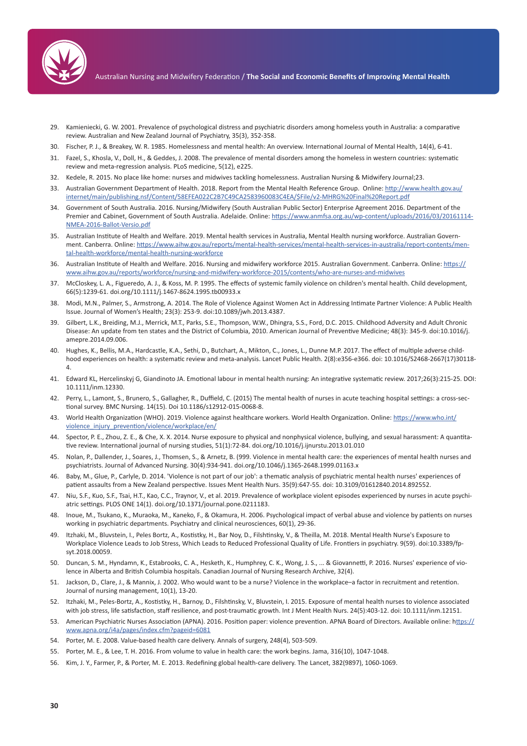29. Kamieniecki, G. W. 2001. Prevalence of psychological distress and psychiatric disorders among homeless youth in Australia: a comparative review. Australian and New Zealand Journal of Psychiatry, 35(3), 352-358.
30. Fischer, P. J., & Breakey, W. R. 1985. Homelessness and mental health: An overview. International Journal of Mental Health, 14(4), 6-41.
31. Fazel, S., Khosla, V., Doll, H., & Geddes, J. 2008. The prevalence of mental disorders among the homeless in western countries: systematic review and meta-regression analysis. PLoS medicine, 5(12), e225.
32. Kedele, R. 2015. No place like home: nurses and midwives tackling homelessness. Australian Nursing & Midwifery Journal;23.
33. Australian Government Department of Health. 2018. Report from the Mental Health Reference Group. Online: http://www.health.gov.au/internet/main/publishing.nsf/Content/58EFEA022C2B7C49CA2583960083C4EA/$File/v2-MHRG%20Final%20Report.pdf
34. Government of South Australia. 2016. Nursing/Midwifery (South Australian Public Sector) Enterprise Agreement 2016. Department of the Premier and Cabinet, Government of South Australia. Adelaide. Online: https://www.anmfsa.org.au/wp-content/uploads/2016/03/20161114-NMEA-2016-Ballot-Versio.pdf
35. Australian Institute of Health and Welfare. 2019. Mental health services in Australia, Mental Health nursing workforce. Australian Government. Canberra. Online: https://www.aihw.gov.au/reports/mental-health-services/mental-health-services-in-australia/report-contents/mental-health-workforce/mental-health-nursing-workforce
36. Australian Institute of Health and Welfare. 2016. Nursing and midwifery workforce 2015. Australian Government. Canberra. Online: https://www.aihw.gov.au/reports/workforce/nursing-and-midwifery-workforce-2015/contents/who-are-nurses-and-midwives
37. McCloskey, L. A., Figueredo, A. J., & Koss, M. P. 1995. The effects of systemic family violence on children's mental health. Child development, 66(5):1239-61. doi.org/10.1111/j.1467-8624.1995.tb00933.x
38. Modi, M.N., Palmer, S., Armstrong, A. 2014. The Role of Violence Against Women Act in Addressing Intimate Partner Violence: A Public Health Issue. Journal of Women's Health; 23(3): 253-9. doi:10.1089/jwh.2013.4387.
39. Gilbert, L.K., Breiding, M.J., Merrick, M.T., Parks, S.E., Thompson, W.W., Dhingra, S.S., Ford, D.C. 2015. Childhood Adversity and Adult Chronic Disease: An update from ten states and the District of Columbia, 2010. American Journal of Preventive Medicine; 48(3): 345-9. doi:10.1016/j.amepre.2014.09.006.
40. Hughes, K., Bellis, M.A., Hardcastle, K.A., Sethi, D., Butchart, A., Mikton, C., Jones, L., Dunne M.P. 2017. The effect of multiple adverse childhood experiences on health: a systematic review and meta-analysis. Lancet Public Health. 2(8):e356-e366. doi: 10.1016/S2468-2667(17)30118-4.
41. Edward KL, Hercelinskyj G, Giandinoto JA. Emotional labour in mental health nursing: An integrative systematic review. 2017;26(3):215-25. DOI: 10.1111/inm.12330.
42. Perry, L., Lamont, S., Brunero, S., Gallagher, R., Duffield, C. (2015) The mental health of nurses in acute teaching hospital settings: a cross-sectional survey. BMC Nursing. 14(15). Doi 10.1186/s12912-015-0068-8.
43. World Health Organization (WHO). 2019. Violence against healthcare workers. World Health Organization. Online: https://www.who.int/violence_injury_prevention/violence/workplace/en/
44. Spector, P. E., Zhou, Z. E., & Che, X. X. 2014. Nurse exposure to physical and nonphysical violence, bullying, and sexual harassment: A quantitative review. International journal of nursing studies, 51(1):72-84. doi.org/10.1016/j.ijnurstu.2013.01.010
45. Nolan, P., Dallender, J., Soares, J., Thomsen, S., & Arnetz, B. (999. Violence in mental health care: the experiences of mental health nurses and psychiatrists. Journal of Advanced Nursing. 30(4):934-941. doi.org/10.1046/j.1365-2648.1999.01163.x
46. Baby, M., Glue, P., Carlyle, D. 2014. 'Violence is not part of our job': a thematic analysis of psychiatric mental health nurses' experiences of patient assaults from a New Zealand perspective. Issues Ment Health Nurs. 35(9):647-55. doi: 10.3109/01612840.2014.892552.
47. Niu, S.F., Kuo, S.F., Tsai, H.T., Kao, C.C., Traynor, V., et al. 2019. Prevalence of workplace violent episodes experienced by nurses in acute psychiatric settings. PLOS ONE 14(1). doi.org/10.1371/journal.pone.0211183.
48. Inoue, M., Tsukano, K., Muraoka, M., Kaneko, F., & Okamura, H. 2006. Psychological impact of verbal abuse and violence by patients on nurses working in psychiatric departments. Psychiatry and clinical neurosciences, 60(1), 29-36.
49. Itzhaki, M., Bluvstein, I., Peles Bortz, A., Kostistky, H., Bar Noy, D., Filshtinsky, V., & Theilla, M. 2018. Mental Health Nurse's Exposure to Workplace Violence Leads to Job Stress, Which Leads to Reduced Professional Quality of Life. Frontiers in psychiatry. 9(59). doi:10.3389/fpsyt.2018.00059.
50. Duncan, S. M., Hyndamn, K., Estabrooks, C. A., Hesketh, K., Humphrey, C. K., Wong, J. S., ... & Giovannetti, P. 2016. Nurses' experience of violence in Alberta and British Columbia hospitals. Canadian Journal of Nursing Research Archive, 32(4).
51. Jackson, D., Clare, J., & Mannix, J. 2002. Who would want to be a nurse? Violence in the workplace–a factor in recruitment and retention. Journal of nursing management, 10(1), 13-20.
52. Itzhaki, M., Peles-Bortz, A., Kostistky, H., Barnoy, D., Filshtinsky, V., Bluvstein, I. 2015. Exposure of mental health nurses to violence associated with job stress, life satisfaction, staff resilience, and post-traumatic growth. Int J Ment Health Nurs. 24(5):403-12. doi: 10.1111/inm.12151.
53. American Psychiatric Nurses Association (APNA). 2016. Position paper: violence prevention. APNA Board of Directors. Available online: https://www.apna.org/i4a/pages/index.cfm?pageid=6081
54. Porter, M. E. 2008. Value-based health care delivery. Annals of surgery, 248(4), 503-509.
55. Porter, M. E., & Lee, T. H. 2016. From volume to value in health care: the work begins. Jama, 316(10), 1047-1048.
56. Kim, J. Y., Farmer, P., & Porter, M. E. 2013. Redefining global health-care delivery. The Lancet, 382(9897), 1060-1069.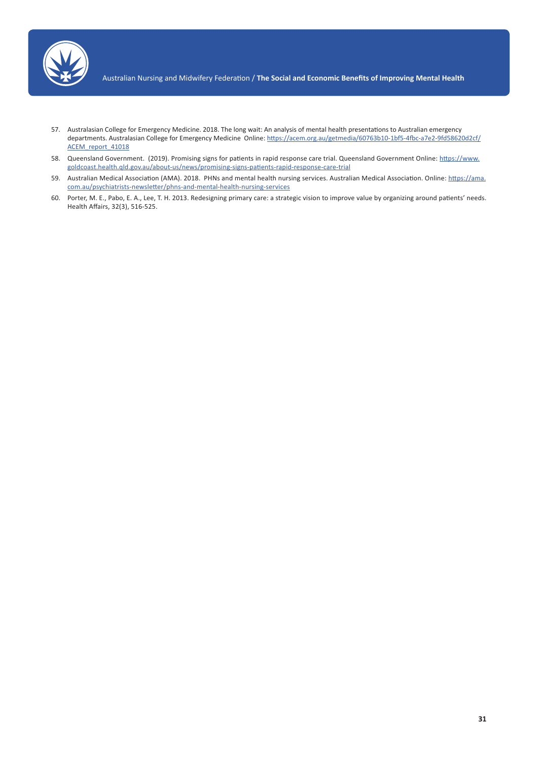57. Australasian College for Emergency Medicine. 2018. The long wait: An analysis of mental health presentations to Australian emergency departments. Australasian College for Emergency Medicine Online: https://acem.org.au/getmedia/60763b10-1bf5-4fbc-a7e2-9fd58620d2cf/ACEM_report_41018
58. Queensland Government. (2019). Promising signs for patients in rapid response care trial. Queensland Government Online: https://www.goldcoast.health.qld.gov.au/about-us/news/promising-signs-patients-rapid-response-care-trial
59. Australian Medical Association (AMA). 2018. PHNs and mental health nursing services. Australian Medical Association. Online: https://ama.com.au/psychiatrists-newsletter/phns-and-mental-health-nursing-services
60. Porter, M. E., Pabo, E. A., Lee, T. H. 2013. Redesigning primary care: a strategic vision to improve value by organizing around patients' needs. Health Affairs, 32(3), 516-525.